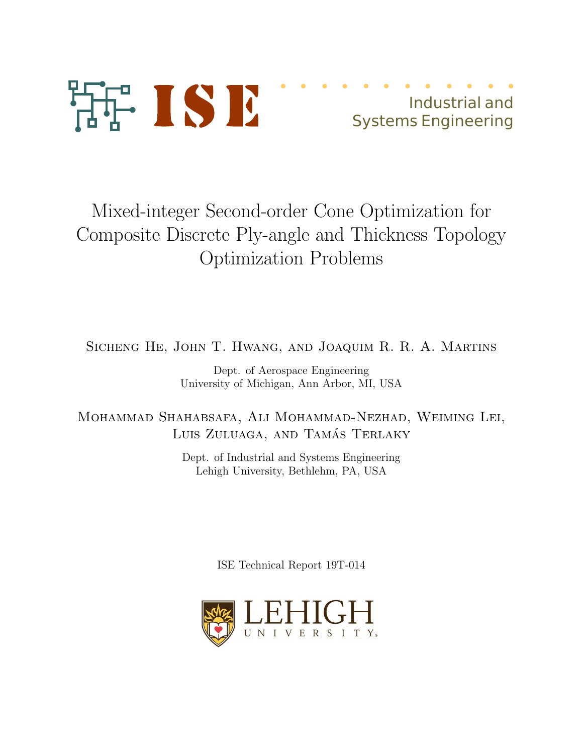ISE Industrial and Systems Engineering

# Mixed-integer Second-order Cone Optimization for Composite Discrete Ply-angle and Thickness Topology Optimization Problems

Sicheng He, John T. Hwang, and Joaquim R. R. A. Martins

Dept. of Aerospace Engineering
University of Michigan, Ann Arbor, MI, USA

Mohammad Shahabsafa, Ali Mohammad-Nezhad, Weiming Lei, Luis Zuluaga, and Tamás Terlaky

Dept. of Industrial and Systems Engineering
Lehigh University, Bethlehm, PA, USA

ISE Technical Report 19T-014

LEHIGH UNIVERSITY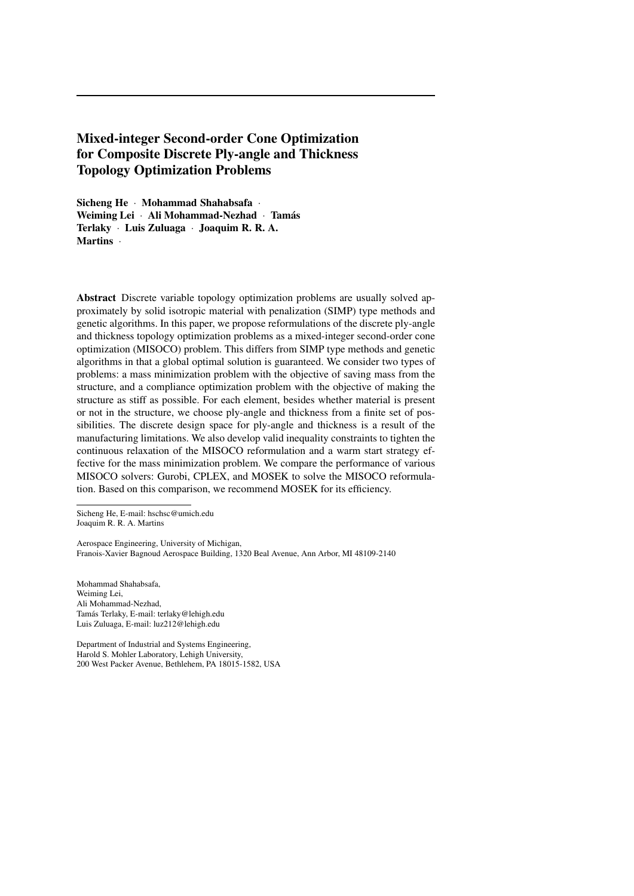# Mixed-integer Second-order Cone Optimization for Composite Discrete Ply-angle and Thickness Topology Optimization Problems

**Sicheng He** · **Mohammad Shahabsafa** · **Weiming Lei** · **Ali Mohammad-Nezhad** · **Tamás Terlaky** · **Luis Zuluaga** · **Joaquim R. R. A. Martins** ·

**Abstract** Discrete variable topology optimization problems are usually solved approximately by solid isotropic material with penalization (SIMP) type methods and genetic algorithms. In this paper, we propose reformulations of the discrete ply-angle and thickness topology optimization problems as a mixed-integer second-order cone optimization (MISOCO) problem. This differs from SIMP type methods and genetic algorithms in that a global optimal solution is guaranteed. We consider two types of problems: a mass minimization problem with the objective of saving mass from the structure, and a compliance optimization problem with the objective of making the structure as stiff as possible. For each element, besides whether material is present or not in the structure, we choose ply-angle and thickness from a finite set of possibilities. The discrete design space for ply-angle and thickness is a result of the manufacturing limitations. We also develop valid inequality constraints to tighten the continuous relaxation of the MISOCO reformulation and a warm start strategy effective for the mass minimization problem. We compare the performance of various MISOCO solvers: Gurobi, CPLEX, and MOSEK to solve the MISOCO reformulation. Based on this comparison, we recommend MOSEK for its efficiency.

---

Sicheng He, E-mail: hschsc@umich.edu
Joaquim R. R. A. Martins

Aerospace Engineering, University of Michigan,
Franois-Xavier Bagnoud Aerospace Building, 1320 Beal Avenue, Ann Arbor, MI 48109-2140

Mohammad Shahabsafa,
Weiming Lei,
Ali Mohammad-Nezhad,
Tamás Terlaky, E-mail: terlaky@lehigh.edu
Luis Zuluaga, E-mail: luz212@lehigh.edu

Department of Industrial and Systems Engineering,
Harold S. Mohler Laboratory, Lehigh University,
200 West Packer Avenue, Bethlehem, PA 18015-1582, USA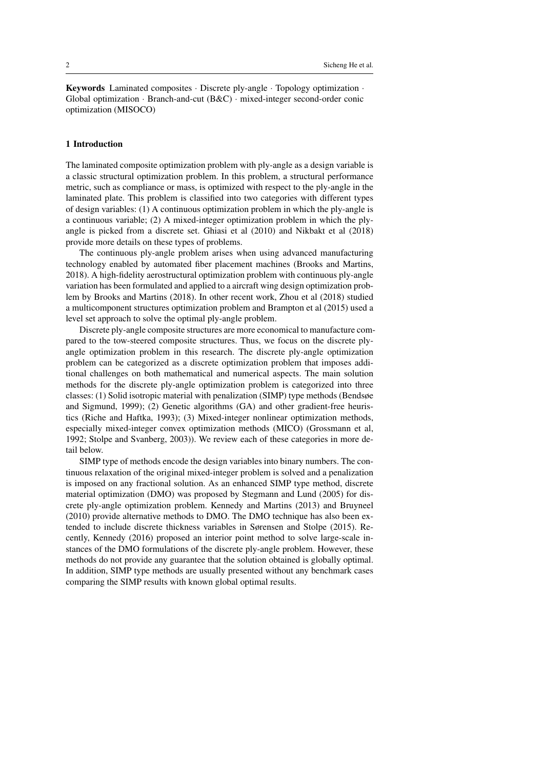**Keywords** Laminated composites · Discrete ply-angle · Topology optimization · Global optimization · Branch-and-cut (B&C) · mixed-integer second-order conic optimization (MISOCO)

## 1 Introduction

The laminated composite optimization problem with ply-angle as a design variable is a classic structural optimization problem. In this problem, a structural performance metric, such as compliance or mass, is optimized with respect to the ply-angle in the laminated plate. This problem is classified into two categories with different types of design variables: (1) A continuous optimization problem in which the ply-angle is a continuous variable; (2) A mixed-integer optimization problem in which the ply-angle is picked from a discrete set. Ghiasi et al (2010) and Nikbakt et al (2018) provide more details on these types of problems.

The continuous ply-angle problem arises when using advanced manufacturing technology enabled by automated fiber placement machines (Brooks and Martins, 2018). A high-fidelity aerostructural optimization problem with continuous ply-angle variation has been formulated and applied to a aircraft wing design optimization problem by Brooks and Martins (2018). In other recent work, Zhou et al (2018) studied a multicomponent structures optimization problem and Brampton et al (2015) used a level set approach to solve the optimal ply-angle problem.

Discrete ply-angle composite structures are more economical to manufacture compared to the tow-steered composite structures. Thus, we focus on the discrete ply-angle optimization problem in this research. The discrete ply-angle optimization problem can be categorized as a discrete optimization problem that imposes additional challenges on both mathematical and numerical aspects. The main solution methods for the discrete ply-angle optimization problem is categorized into three classes: (1) Solid isotropic material with penalization (SIMP) type methods (Bendsøe and Sigmund, 1999); (2) Genetic algorithms (GA) and other gradient-free heuristics (Riche and Haftka, 1993); (3) Mixed-integer nonlinear optimization methods, especially mixed-integer convex optimization methods (MICO) (Grossmann et al, 1992; Stolpe and Svanberg, 2003)). We review each of these categories in more detail below.

SIMP type of methods encode the design variables into binary numbers. The continuous relaxation of the original mixed-integer problem is solved and a penalization is imposed on any fractional solution. As an enhanced SIMP type method, discrete material optimization (DMO) was proposed by Stegmann and Lund (2005) for discrete ply-angle optimization problem. Kennedy and Martins (2013) and Bruyneel (2010) provide alternative methods to DMO. The DMO technique has also been extended to include discrete thickness variables in Sørensen and Stolpe (2015). Recently, Kennedy (2016) proposed an interior point method to solve large-scale instances of the DMO formulations of the discrete ply-angle problem. However, these methods do not provide any guarantee that the solution obtained is globally optimal. In addition, SIMP type methods are usually presented without any benchmark cases comparing the SIMP results with known global optimal results.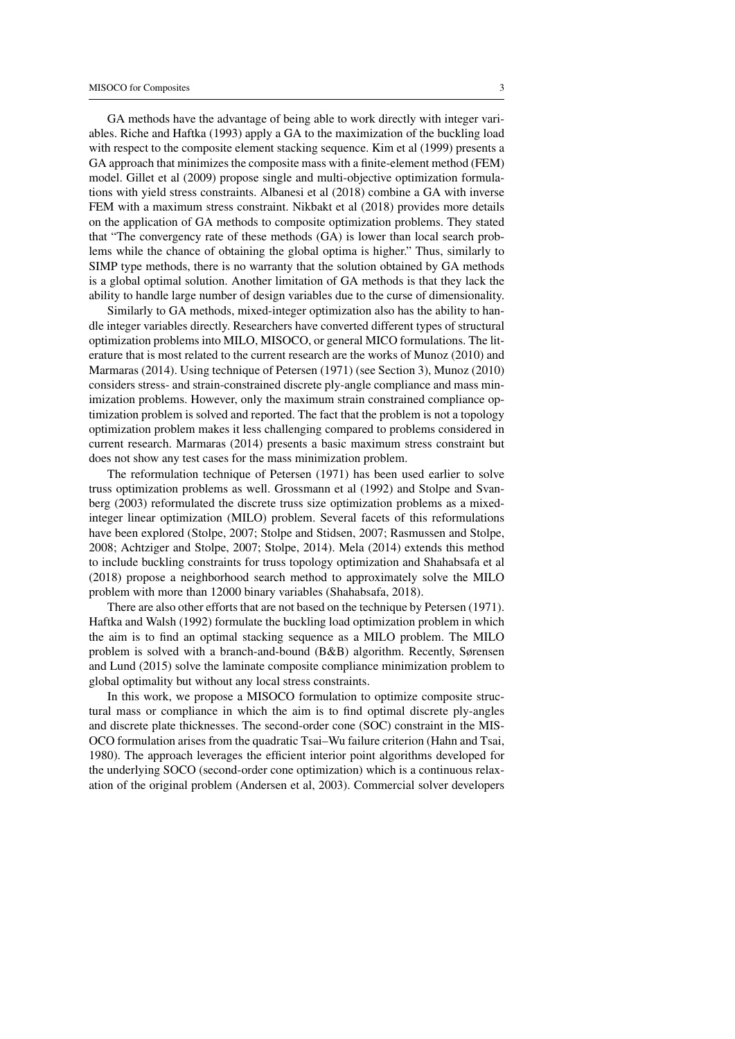GA methods have the advantage of being able to work directly with integer variables. Riche and Haftka (1993) apply a GA to the maximization of the buckling load with respect to the composite element stacking sequence. Kim et al (1999) presents a GA approach that minimizes the composite mass with a finite-element method (FEM) model. Gillet et al (2009) propose single and multi-objective optimization formulations with yield stress constraints. Albanesi et al (2018) combine a GA with inverse FEM with a maximum stress constraint. Nikbakt et al (2018) provides more details on the application of GA methods to composite optimization problems. They stated that "The convergency rate of these methods (GA) is lower than local search problems while the chance of obtaining the global optima is higher." Thus, similarly to SIMP type methods, there is no warranty that the solution obtained by GA methods is a global optimal solution. Another limitation of GA methods is that they lack the ability to handle large number of design variables due to the curse of dimensionality.

Similarly to GA methods, mixed-integer optimization also has the ability to handle integer variables directly. Researchers have converted different types of structural optimization problems into MILO, MISOCO, or general MICO formulations. The literature that is most related to the current research are the works of Munoz (2010) and Marmaras (2014). Using technique of Petersen (1971) (see Section 3), Munoz (2010) considers stress- and strain-constrained discrete ply-angle compliance and mass minimization problems. However, only the maximum strain constrained compliance optimization problem is solved and reported. The fact that the problem is not a topology optimization problem makes it less challenging compared to problems considered in current research. Marmaras (2014) presents a basic maximum stress constraint but does not show any test cases for the mass minimization problem.

The reformulation technique of Petersen (1971) has been used earlier to solve truss optimization problems as well. Grossmann et al (1992) and Stolpe and Svanberg (2003) reformulated the discrete truss size optimization problems as a mixed-integer linear optimization (MILO) problem. Several facets of this reformulations have been explored (Stolpe, 2007; Stolpe and Stidsen, 2007; Rasmussen and Stolpe, 2008; Achtziger and Stolpe, 2007; Stolpe, 2014). Mela (2014) extends this method to include buckling constraints for truss topology optimization and Shahabsafa et al (2018) propose a neighborhood search method to approximately solve the MILO problem with more than 12000 binary variables (Shahabsafa, 2018).

There are also other efforts that are not based on the technique by Petersen (1971). Haftka and Walsh (1992) formulate the buckling load optimization problem in which the aim is to find an optimal stacking sequence as a MILO problem. The MILO problem is solved with a branch-and-bound (B&B) algorithm. Recently, Sørensen and Lund (2015) solve the laminate composite compliance minimization problem to global optimality but without any local stress constraints.

In this work, we propose a MISOCO formulation to optimize composite structural mass or compliance in which the aim is to find optimal discrete ply-angles and discrete plate thicknesses. The second-order cone (SOC) constraint in the MISOCO formulation arises from the quadratic Tsai–Wu failure criterion (Hahn and Tsai, 1980). The approach leverages the efficient interior point algorithms developed for the underlying SOCO (second-order cone optimization) which is a continuous relaxation of the original problem (Andersen et al, 2003). Commercial solver developers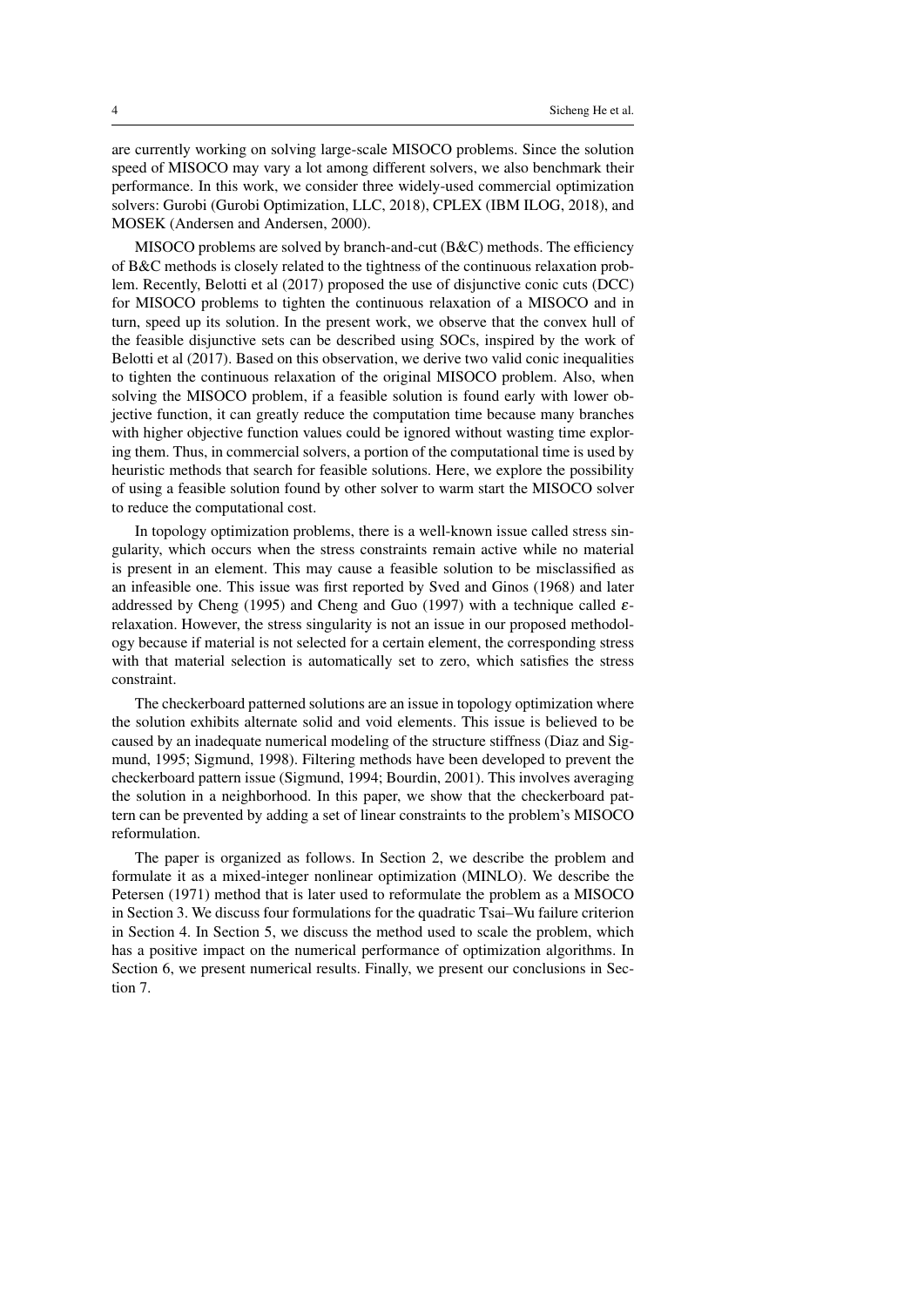are currently working on solving large-scale MISOCO problems. Since the solution speed of MISOCO may vary a lot among different solvers, we also benchmark their performance. In this work, we consider three widely-used commercial optimization solvers: Gurobi (Gurobi Optimization, LLC, 2018), CPLEX (IBM ILOG, 2018), and MOSEK (Andersen and Andersen, 2000).

MISOCO problems are solved by branch-and-cut (B&C) methods. The efficiency of B&C methods is closely related to the tightness of the continuous relaxation problem. Recently, Belotti et al (2017) proposed the use of disjunctive conic cuts (DCC) for MISOCO problems to tighten the continuous relaxation of a MISOCO and in turn, speed up its solution. In the present work, we observe that the convex hull of the feasible disjunctive sets can be described using SOCs, inspired by the work of Belotti et al (2017). Based on this observation, we derive two valid conic inequalities to tighten the continuous relaxation of the original MISOCO problem. Also, when solving the MISOCO problem, if a feasible solution is found early with lower objective function, it can greatly reduce the computation time because many branches with higher objective function values could be ignored without wasting time exploring them. Thus, in commercial solvers, a portion of the computational time is used by heuristic methods that search for feasible solutions. Here, we explore the possibility of using a feasible solution found by other solver to warm start the MISOCO solver to reduce the computational cost.

In topology optimization problems, there is a well-known issue called stress singularity, which occurs when the stress constraints remain active while no material is present in an element. This may cause a feasible solution to be misclassified as an infeasible one. This issue was first reported by Sved and Ginos (1968) and later addressed by Cheng (1995) and Cheng and Guo (1997) with a technique called $\varepsilon$-relaxation. However, the stress singularity is not an issue in our proposed methodology because if material is not selected for a certain element, the corresponding stress with that material selection is automatically set to zero, which satisfies the stress constraint.

The checkerboard patterned solutions are an issue in topology optimization where the solution exhibits alternate solid and void elements. This issue is believed to be caused by an inadequate numerical modeling of the structure stiffness (Diaz and Sigmund, 1995; Sigmund, 1998). Filtering methods have been developed to prevent the checkerboard pattern issue (Sigmund, 1994; Bourdin, 2001). This involves averaging the solution in a neighborhood. In this paper, we show that the checkerboard pattern can be prevented by adding a set of linear constraints to the problem's MISOCO reformulation.

The paper is organized as follows. In Section 2, we describe the problem and formulate it as a mixed-integer nonlinear optimization (MINLO). We describe the Petersen (1971) method that is later used to reformulate the problem as a MISOCO in Section 3. We discuss four formulations for the quadratic Tsai–Wu failure criterion in Section 4. In Section 5, we discuss the method used to scale the problem, which has a positive impact on the numerical performance of optimization algorithms. In Section 6, we present numerical results. Finally, we present our conclusions in Section 7.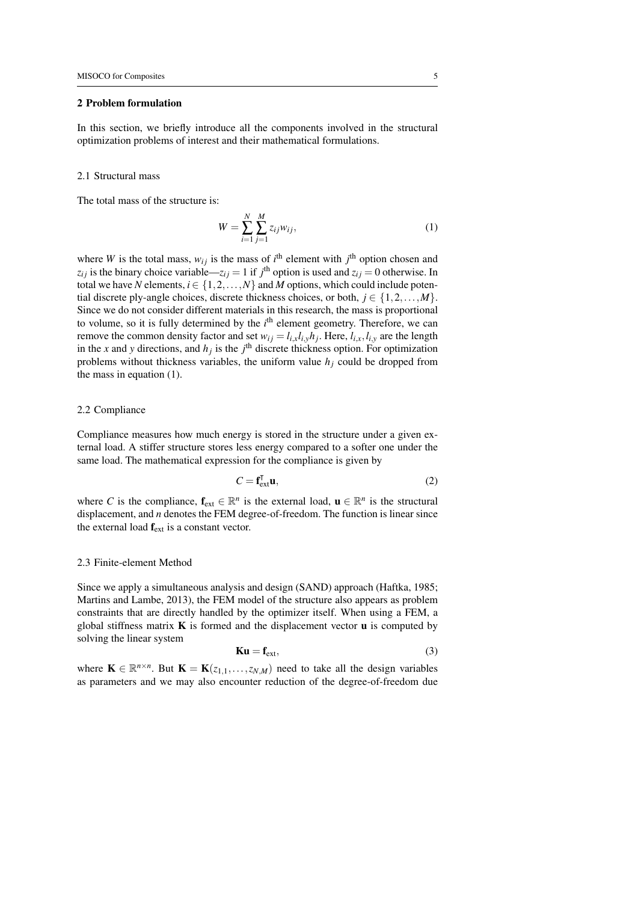## 2 Problem formulation

In this section, we briefly introduce all the components involved in the structural optimization problems of interest and their mathematical formulations.

### 2.1 Structural mass

The total mass of the structure is:

$$W = \sum_{i=1}^{N} \sum_{j=1}^{M} z_{ij} w_{ij}, \tag{1}$$

where $W$ is the total mass, $w_{ij}$ is the mass of $i^{\text{th}}$ element with $j^{\text{th}}$ option chosen and $z_{ij}$ is the binary choice variable—$z_{ij} = 1$ if $j^{\text{th}}$ option is used and $z_{ij} = 0$ otherwise. In total we have $N$ elements, $i \in \{1, 2, \ldots, N\}$ and $M$ options, which could include potential discrete ply-angle choices, discrete thickness choices, or both, $j \in \{1, 2, \ldots, M\}$. Since we do not consider different materials in this research, the mass is proportional to volume, so it is fully determined by the $i^{\text{th}}$ element geometry. Therefore, we can remove the common density factor and set $w_{ij} = l_{i,x} l_{i,y} h_j$. Here, $l_{i,x}, l_{i,y}$ are the length in the $x$ and $y$ directions, and $h_j$ is the $j^{\text{th}}$ discrete thickness option. For optimization problems without thickness variables, the uniform value $h_j$ could be dropped from the mass in equation (1).

### 2.2 Compliance

Compliance measures how much energy is stored in the structure under a given external load. A stiffer structure stores less energy compared to a softer one under the same load. The mathematical expression for the compliance is given by

$$C = \mathbf{f}_{\text{ext}}^{\intercal} \mathbf{u}, \tag{2}$$

where $C$ is the compliance, $\mathbf{f}_{\text{ext}} \in \mathbb{R}^n$ is the external load, $\mathbf{u} \in \mathbb{R}^n$ is the structural displacement, and $n$ denotes the FEM degree-of-freedom. The function is linear since the external load $\mathbf{f}_{\text{ext}}$ is a constant vector.

### 2.3 Finite-element Method

Since we apply a simultaneous analysis and design (SAND) approach (Haftka, 1985; Martins and Lambe, 2013), the FEM model of the structure also appears as problem constraints that are directly handled by the optimizer itself. When using a FEM, a global stiffness matrix $\mathbf{K}$ is formed and the displacement vector $\mathbf{u}$ is computed by solving the linear system

$$\mathbf{K}\mathbf{u} = \mathbf{f}_{\text{ext}}, \tag{3}$$

where $\mathbf{K} \in \mathbb{R}^{n \times n}$. But $\mathbf{K} = \mathbf{K}(z_{1,1}, \ldots, z_{N,M})$ need to take all the design variables as parameters and we may also encounter reduction of the degree-of-freedom due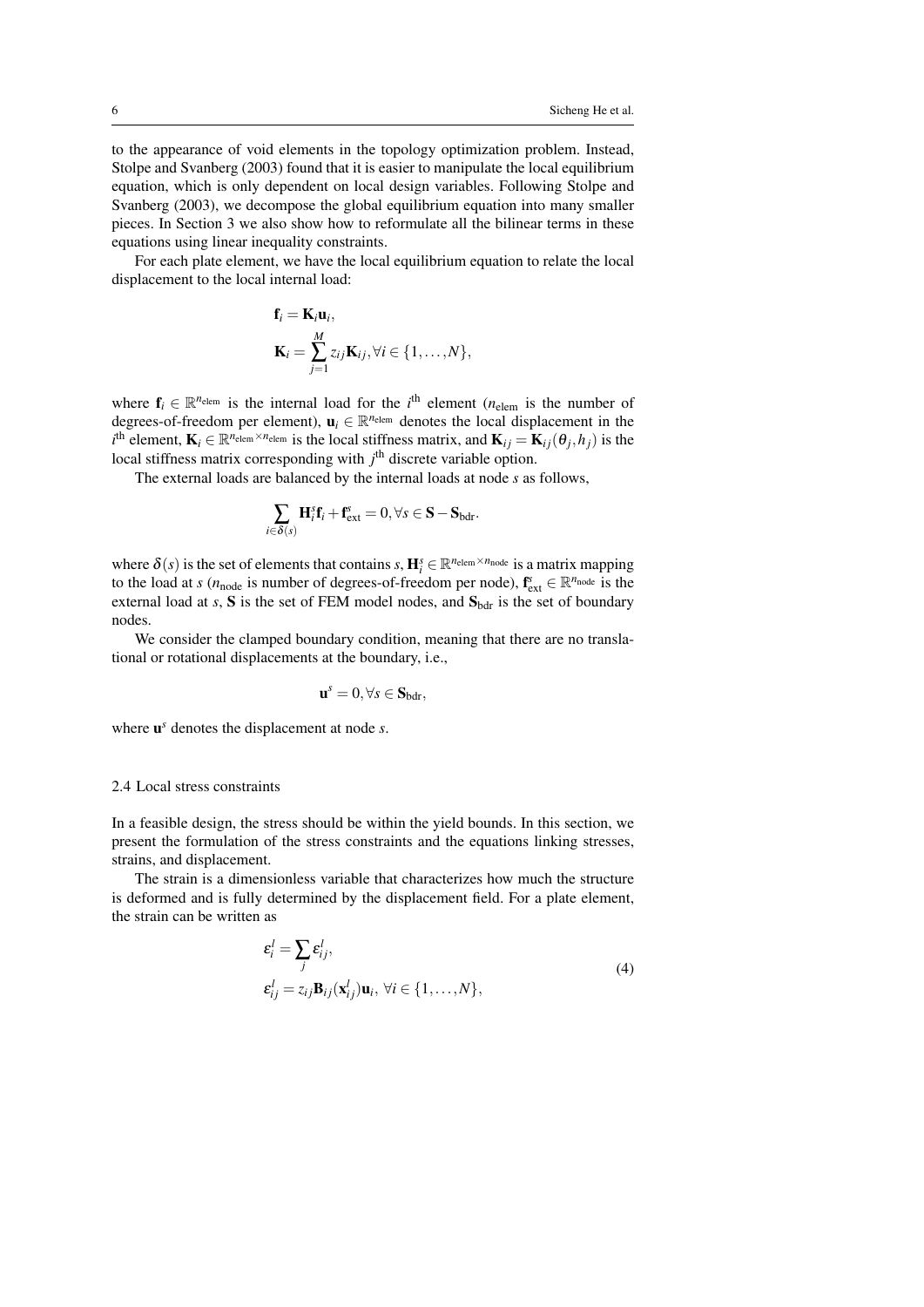to the appearance of void elements in the topology optimization problem. Instead, Stolpe and Svanberg (2003) found that it is easier to manipulate the local equilibrium equation, which is only dependent on local design variables. Following Stolpe and Svanberg (2003), we decompose the global equilibrium equation into many smaller pieces. In Section 3 we also show how to reformulate all the bilinear terms in these equations using linear inequality constraints.

For each plate element, we have the local equilibrium equation to relate the local displacement to the local internal load:

$$
\begin{aligned}
&\mathbf{f}_i = \mathbf{K}_i \mathbf{u}_i, \\
&\mathbf{K}_i = \sum_{j=1}^{M} z_{ij} \mathbf{K}_{ij}, \forall i \in \{1, \dots, N\},
\end{aligned}
$$

where $\mathbf{f}_i \in \mathbb{R}^{n_{\text{elem}}}$ is the internal load for the $i^{\text{th}}$ element ($n_{\text{elem}}$ is the number of degrees-of-freedom per element), $\mathbf{u}_i \in \mathbb{R}^{n_{\text{elem}}}$ denotes the local displacement in the $i^{\text{th}}$ element, $\mathbf{K}_i \in \mathbb{R}^{n_{\text{elem}} \times n_{\text{elem}}}$ is the local stiffness matrix, and $\mathbf{K}_{ij} = \mathbf{K}_{ij}(\theta_j, h_j)$ is the local stiffness matrix corresponding with $j^{\text{th}}$ discrete variable option.

The external loads are balanced by the internal loads at node $s$ as follows,

$$
\sum_{i \in \delta(s)} \mathbf{H}_i^s \mathbf{f}_i + \mathbf{f}_{\text{ext}}^s = 0, \forall s \in \mathbf{S} - \mathbf{S}_{\text{bdr}}.
$$

where $\delta(s)$ is the set of elements that contains $s$, $\mathbf{H}_i^s \in \mathbb{R}^{n_{\text{elem}} \times n_{\text{node}}}$ is a matrix mapping to the load at $s$ ($n_{\text{node}}$ is number of degrees-of-freedom per node), $\mathbf{f}_{\text{ext}}^s \in \mathbb{R}^{n_{\text{node}}}$ is the external load at $s$, $\mathbf{S}$ is the set of FEM model nodes, and $\mathbf{S}_{\text{bdr}}$ is the set of boundary nodes.

We consider the clamped boundary condition, meaning that there are no translational or rotational displacements at the boundary, i.e.,

$$
\mathbf{u}^s = 0, \forall s \in \mathbf{S}_{\text{bdr}},
$$

where $\mathbf{u}^s$ denotes the displacement at node $s$.

### 2.4 Local stress constraints

In a feasible design, the stress should be within the yield bounds. In this section, we present the formulation of the stress constraints and the equations linking stresses, strains, and displacement.

The strain is a dimensionless variable that characterizes how much the structure is deformed and is fully determined by the displacement field. For a plate element, the strain can be written as

$$
\begin{aligned}
&\varepsilon_i^l = \sum_j \varepsilon_{ij}^l, \\
&\varepsilon_{ij}^l = z_{ij} \mathbf{B}_{ij}(\mathbf{x}_{ij}^l) \mathbf{u}_i, \ \forall i \in \{1, \dots, N\},
\end{aligned}
\tag{4}
$$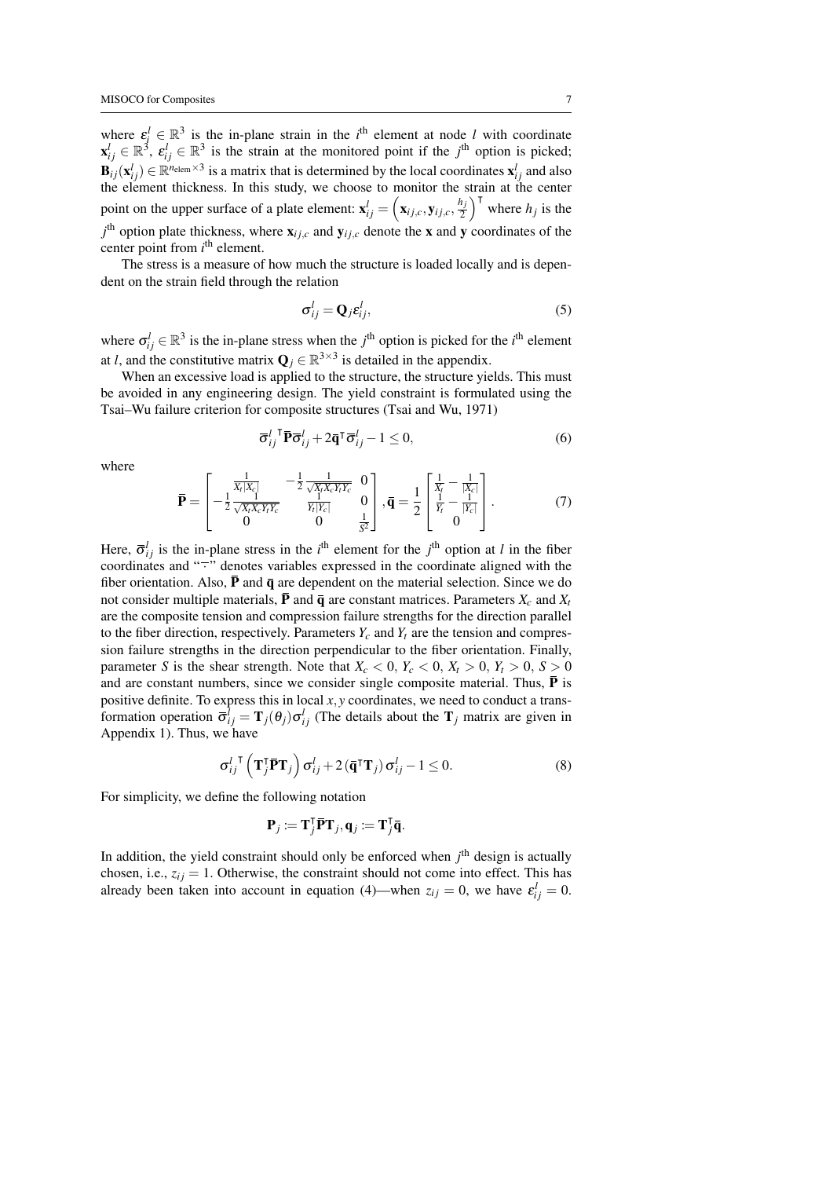where $\varepsilon_i^l \in \mathbb{R}^3$ is the in-plane strain in the $i^{\text{th}}$ element at node $l$ with coordinate $\mathbf{x}_{ij}^l \in \mathbb{R}^3$, $\varepsilon_{ij}^l \in \mathbb{R}^3$ is the strain at the monitored point if the $j^{\text{th}}$ option is picked; $\mathbf{B}_{ij}(\mathbf{x}_{ij}^l) \in \mathbb{R}^{n_{\text{elem}} \times 3}$ is a matrix that is determined by the local coordinates $\mathbf{x}_{ij}^l$ and also the element thickness. In this study, we choose to monitor the strain at the center point on the upper surface of a plate element: $\mathbf{x}_{ij}^l = \left(\mathbf{x}_{ij,c}, \mathbf{y}_{ij,c}, \frac{h_j}{2}\right)^\intercal$ where $h_j$ is the $j^{\text{th}}$ option plate thickness, where $\mathbf{x}_{ij,c}$ and $\mathbf{y}_{ij,c}$ denote the $\mathbf{x}$ and $\mathbf{y}$ coordinates of the center point from $i^{\text{th}}$ element.

The stress is a measure of how much the structure is loaded locally and is dependent on the strain field through the relation

$$\sigma_{ij}^l = \mathbf{Q}_j \varepsilon_{ij}^l, \tag{5}$$

where $\sigma_{ij}^l \in \mathbb{R}^3$ is the in-plane stress when the $j^{\text{th}}$ option is picked for the $i^{\text{th}}$ element at $l$, and the constitutive matrix $\mathbf{Q}_j \in \mathbb{R}^{3\times 3}$ is detailed in the appendix.

When an excessive load is applied to the structure, the structure yields. This must be avoided in any engineering design. The yield constraint is formulated using the Tsai–Wu failure criterion for composite structures (Tsai and Wu, 1971)

$$\overline{\sigma}_{ij}^{l\,\intercal} \overline{\mathbf{P}} \overline{\sigma}_{ij}^l + 2\overline{\mathbf{q}}^\intercal \overline{\sigma}_{ij}^l - 1 \le 0, \tag{6}$$

where

$$\overline{\mathbf{P}} = \begin{bmatrix} \frac{1}{X_t|X_c|} & -\frac{1}{2}\frac{1}{\sqrt{X_t X_c Y_t Y_c}} & 0 \\ -\frac{1}{2}\frac{1}{\sqrt{X_t X_c Y_t Y_c}} & \frac{1}{Y_t|Y_c|} & 0 \\ 0 & 0 & \frac{1}{S^2} \end{bmatrix}, \overline{\mathbf{q}} = \frac{1}{2}\begin{bmatrix} \frac{1}{X_t} - \frac{1}{|X_c|} \\ \frac{1}{Y_t} - \frac{1}{|Y_c|} \\ 0 \end{bmatrix}. \tag{7}$$

Here, $\overline{\sigma}_{ij}^l$ is the in-plane stress in the $i^{\text{th}}$ element for the $j^{\text{th}}$ option at $l$ in the fiber coordinates and "$\overline{\cdot}$" denotes variables expressed in the coordinate aligned with the fiber orientation. Also, $\overline{\mathbf{P}}$ and $\overline{\mathbf{q}}$ are dependent on the material selection. Since we do not consider multiple materials, $\overline{\mathbf{P}}$ and $\overline{\mathbf{q}}$ are constant matrices. Parameters $X_c$ and $X_t$ are the composite tension and compression failure strengths for the direction parallel to the fiber direction, respectively. Parameters $Y_c$ and $Y_t$ are the tension and compression failure strengths in the direction perpendicular to the fiber orientation. Finally, parameter $S$ is the shear strength. Note that $X_c < 0$, $Y_c < 0$, $X_t > 0$, $Y_t > 0$, $S > 0$ and are constant numbers, since we consider single composite material. Thus, $\overline{\mathbf{P}}$ is positive definite. To express this in local $x, y$ coordinates, we need to conduct a transformation operation $\overline{\sigma}_{ij}^l = \mathbf{T}_j(\theta_j)\sigma_{ij}^l$ (The details about the $\mathbf{T}_j$ matrix are given in Appendix 1). Thus, we have

$$\sigma_{ij}^{l\,\intercal}\left(\mathbf{T}_j^\intercal \overline{\mathbf{P}} \mathbf{T}_j\right)\sigma_{ij}^l + 2\left(\overline{\mathbf{q}}^\intercal \mathbf{T}_j\right)\sigma_{ij}^l - 1 \le 0. \tag{8}$$

For simplicity, we define the following notation

$$\mathbf{P}_j := \mathbf{T}_j^\intercal \overline{\mathbf{P}} \mathbf{T}_j, \mathbf{q}_j := \mathbf{T}_j^\intercal \overline{\mathbf{q}}.$$

In addition, the yield constraint should only be enforced when $j^{\text{th}}$ design is actually chosen, i.e., $z_{ij} = 1$. Otherwise, the constraint should not come into effect. This has already been taken into account in equation (4)—when $z_{ij} = 0$, we have $\varepsilon_{ij}^l = 0$.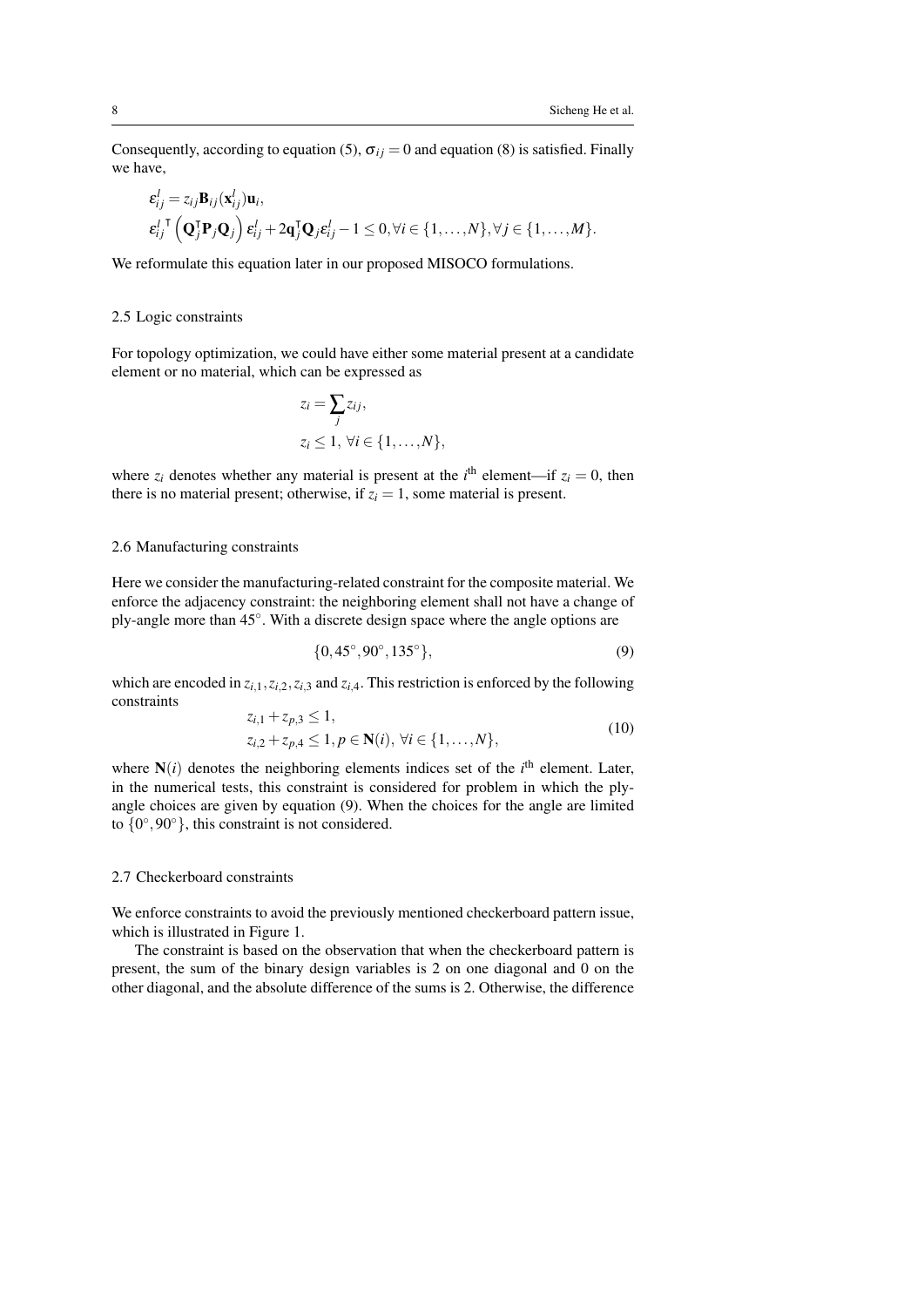Consequently, according to equation (5), $\sigma_{ij} = 0$ and equation (8) is satisfied. Finally we have,

$$
\begin{aligned}
&\varepsilon_{ij}^{l} = z_{ij}\mathbf{B}_{ij}(\mathbf{x}_{ij}^{l})\mathbf{u}_i, \\
&\varepsilon_{ij}^{l\,\intercal}\left(\mathbf{Q}_j^{\intercal}\mathbf{P}_j\mathbf{Q}_j\right)\varepsilon_{ij}^{l} + 2\mathbf{q}_j^{\intercal}\mathbf{Q}_j\varepsilon_{ij}^{l} - 1 \leq 0, \forall i \in \{1,\ldots,N\}, \forall j \in \{1,\ldots,M\}.
\end{aligned}
$$

We reformulate this equation later in our proposed MISOCO formulations.

### 2.5 Logic constraints

For topology optimization, we could have either some material present at a candidate element or no material, which can be expressed as

$$
\begin{aligned}
&z_i = \sum_j z_{ij}, \\
&z_i \leq 1, \; \forall i \in \{1,\ldots,N\},
\end{aligned}
$$

where $z_i$ denotes whether any material is present at the $i^{\text{th}}$ element—if $z_i = 0$, then there is no material present; otherwise, if $z_i = 1$, some material is present.

### 2.6 Manufacturing constraints

Here we consider the manufacturing-related constraint for the composite material. We enforce the adjacency constraint: the neighboring element shall not have a change of ply-angle more than $45^{\circ}$. With a discrete design space where the angle options are

$$
\{0, 45^{\circ}, 90^{\circ}, 135^{\circ}\}, \tag{9}
$$

which are encoded in $z_{i,1}, z_{i,2}, z_{i,3}$ and $z_{i,4}$. This restriction is enforced by the following constraints

$$
\begin{aligned}
&z_{i,1} + z_{p,3} \leq 1, \\
&z_{i,2} + z_{p,4} \leq 1, p \in \mathbf{N}(i), \; \forall i \in \{1,\ldots,N\},
\end{aligned} \tag{10}
$$

where $\mathbf{N}(i)$ denotes the neighboring elements indices set of the $i^{\text{th}}$ element. Later, in the numerical tests, this constraint is considered for problem in which the ply-angle choices are given by equation (9). When the choices for the angle are limited to $\{0^{\circ}, 90^{\circ}\}$, this constraint is not considered.

### 2.7 Checkerboard constraints

We enforce constraints to avoid the previously mentioned checkerboard pattern issue, which is illustrated in Figure 1.

The constraint is based on the observation that when the checkerboard pattern is present, the sum of the binary design variables is 2 on one diagonal and 0 on the other diagonal, and the absolute difference of the sums is 2. Otherwise, the difference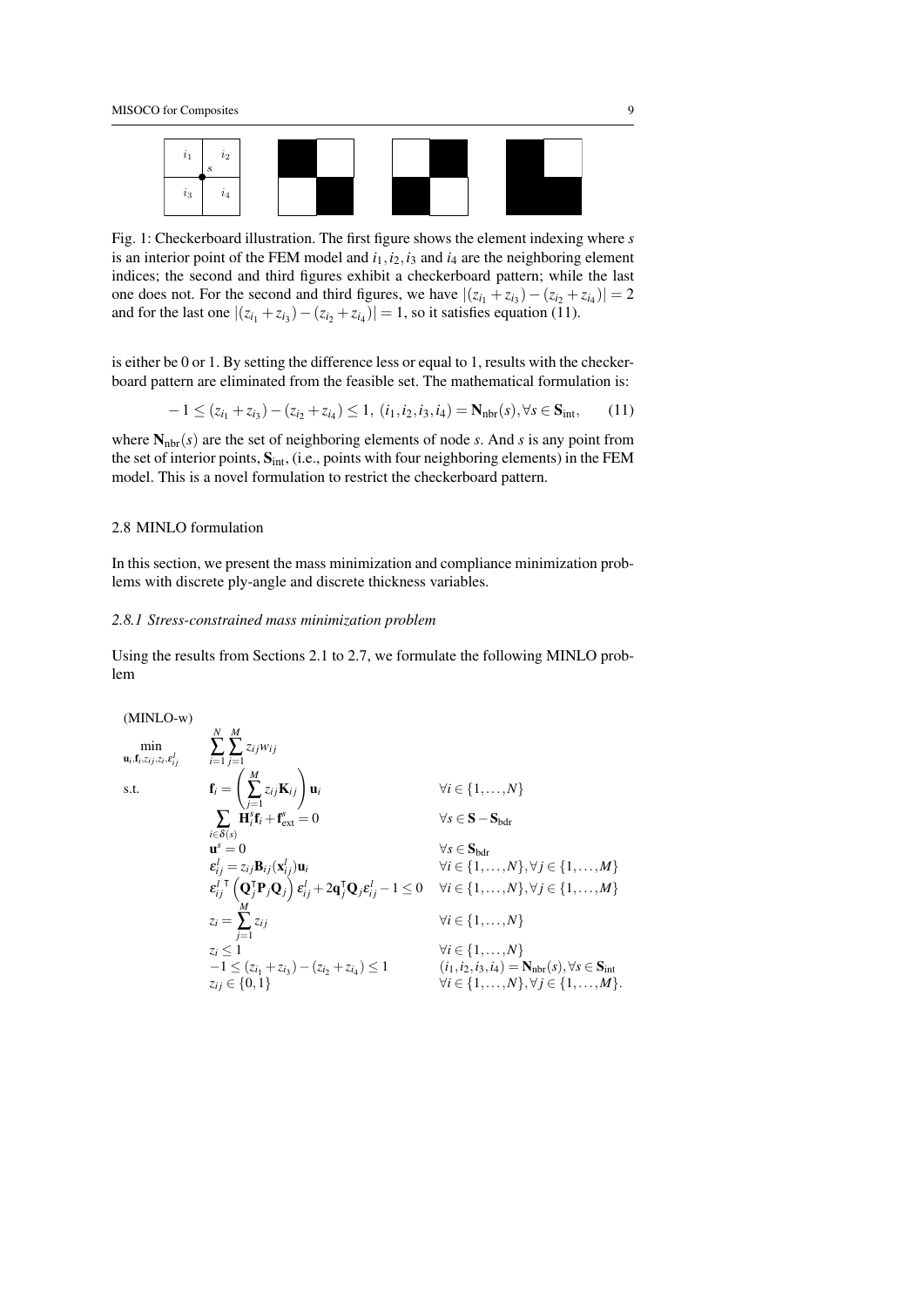Fig. 1: Checkerboard illustration. The first figure shows the element indexing where $s$ is an interior point of the FEM model and $i_1, i_2, i_3$ and $i_4$ are the neighboring element indices; the second and third figures exhibit a checkerboard pattern; while the last one does not. For the second and third figures, we have $|(z_{i_1} + z_{i_3}) - (z_{i_2} + z_{i_4})| = 2$ and for the last one $|(z_{i_1} + z_{i_3}) - (z_{i_2} + z_{i_4})| = 1$, so it satisfies equation (11).

is either be 0 or 1. By setting the difference less or equal to 1, results with the checkerboard pattern are eliminated from the feasible set. The mathematical formulation is:

$$-1 \leq (z_{i_1} + z_{i_3}) - (z_{i_2} + z_{i_4}) \leq 1, \; (i_1, i_2, i_3, i_4) = \mathbf{N}_{\text{nbr}}(s), \forall s \in \mathbf{S}_{\text{int}}, \tag{11}$$

where $\mathbf{N}_{\text{nbr}}(s)$ are the set of neighboring elements of node $s$. And $s$ is any point from the set of interior points, $\mathbf{S}_{\text{int}}$, (i.e., points with four neighboring elements) in the FEM model. This is a novel formulation to restrict the checkerboard pattern.

## 2.8 MINLO formulation

In this section, we present the mass minimization and compliance minimization problems with discrete ply-angle and discrete thickness variables.

### *2.8.1 Stress-constrained mass minimization problem*

Using the results from Sections 2.1 to 2.7, we formulate the following MINLO problem

(MINLO-w)

$$
\begin{array}{lll}
\min\limits_{\mathbf{u}_i, \mathbf{f}_i, z_{ij}, z_i, \varepsilon_{ij}^l} & \displaystyle\sum_{i=1}^{N} \sum_{j=1}^{M} z_{ij} w_{ij} & \\
\text{s.t.} & \mathbf{f}_i = \left( \displaystyle\sum_{j=1}^{M} z_{ij} \mathbf{K}_{ij} \right) \mathbf{u}_i & \forall i \in \{1, \ldots, N\} \\
& \displaystyle\sum_{i \in \delta(s)} \mathbf{H}_i^s \mathbf{f}_i + \mathbf{f}_{\text{ext}}^s = 0 & \forall s \in \mathbf{S} - \mathbf{S}_{\text{bdr}} \\
& \mathbf{u}^s = 0 & \forall s \in \mathbf{S}_{\text{bdr}} \\
& \varepsilon_{ij}^l = z_{ij} \mathbf{B}_{ij}(\mathbf{x}_{ij}^l) \mathbf{u}_i & \forall i \in \{1, \ldots, N\}, \forall j \in \{1, \ldots, M\} \\
& \varepsilon_{ij}^{l\,\intercal} \left( \mathbf{Q}_j^\intercal \mathbf{P}_j \mathbf{Q}_j \right) \varepsilon_{ij}^l + 2 \mathbf{q}_j^\intercal \mathbf{Q}_j \varepsilon_{ij}^l - 1 \leq 0 & \forall i \in \{1, \ldots, N\}, \forall j \in \{1, \ldots, M\} \\
& z_i = \displaystyle\sum_{j=1}^{M} z_{ij} & \forall i \in \{1, \ldots, N\} \\
& z_i \leq 1 & \forall i \in \{1, \ldots, N\} \\
& -1 \leq (z_{i_1} + z_{i_3}) - (z_{i_2} + z_{i_4}) \leq 1 & (i_1, i_2, i_3, i_4) = \mathbf{N}_{\text{nbr}}(s), \forall s \in \mathbf{S}_{\text{int}} \\
& z_{ij} \in \{0, 1\} & \forall i \in \{1, \ldots, N\}, \forall j \in \{1, \ldots, M\}.
\end{array}
$$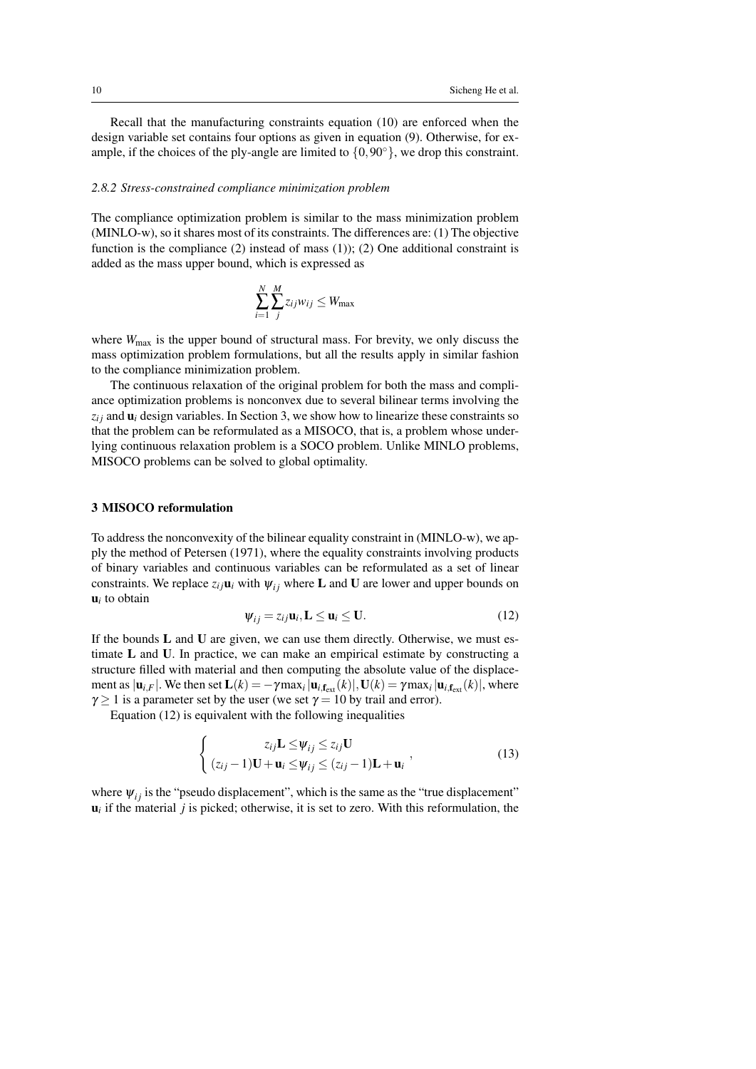Recall that the manufacturing constraints equation (10) are enforced when the design variable set contains four options as given in equation (9). Otherwise, for example, if the choices of the ply-angle are limited to $\{0, 90^\circ\}$, we drop this constraint.

### 2.8.2 Stress-constrained compliance minimization problem

The compliance optimization problem is similar to the mass minimization problem (MINLO-w), so it shares most of its constraints. The differences are: (1) The objective function is the compliance (2) instead of mass (1)); (2) One additional constraint is added as the mass upper bound, which is expressed as

$$\sum_{i=1}^{N} \sum_{j}^{M} z_{ij} w_{ij} \leq W_{\max}$$

where $W_{\max}$ is the upper bound of structural mass. For brevity, we only discuss the mass optimization problem formulations, but all the results apply in similar fashion to the compliance minimization problem.

The continuous relaxation of the original problem for both the mass and compliance optimization problems is nonconvex due to several bilinear terms involving the $z_{ij}$ and $\mathbf{u}_i$ design variables. In Section 3, we show how to linearize these constraints so that the problem can be reformulated as a MISOCO, that is, a problem whose underlying continuous relaxation problem is a SOCO problem. Unlike MINLO problems, MISOCO problems can be solved to global optimality.

## 3 MISOCO reformulation

To address the nonconvexity of the bilinear equality constraint in (MINLO-w), we apply the method of Petersen (1971), where the equality constraints involving products of binary variables and continuous variables can be reformulated as a set of linear constraints. We replace $z_{ij}\mathbf{u}_i$ with $\psi_{ij}$ where $\mathbf{L}$ and $\mathbf{U}$ are lower and upper bounds on $\mathbf{u}_i$ to obtain

$$\psi_{ij} = z_{ij}\mathbf{u}_i, \mathbf{L} \leq \mathbf{u}_i \leq \mathbf{U}. \tag{12}$$

If the bounds $\mathbf{L}$ and $\mathbf{U}$ are given, we can use them directly. Otherwise, we must estimate $\mathbf{L}$ and $\mathbf{U}$. In practice, we can make an empirical estimate by constructing a structure filled with material and then computing the absolute value of the displacement as $|\mathbf{u}_{i,F}|$. We then set $\mathbf{L}(k) = -\gamma \max_i |\mathbf{u}_{i,\mathbf{f}_{\text{ext}}}(k)|, \mathbf{U}(k) = \gamma \max_i |\mathbf{u}_{i,\mathbf{f}_{\text{ext}}}(k)|$, where $\gamma \geq 1$ is a parameter set by the user (we set $\gamma = 10$ by trail and error).

Equation (12) is equivalent with the following inequalities

$$\begin{cases} z_{ij}\mathbf{L} \leq \psi_{ij} \leq z_{ij}\mathbf{U} \\ (z_{ij}-1)\mathbf{U} + \mathbf{u}_i \leq \psi_{ij} \leq (z_{ij}-1)\mathbf{L} + \mathbf{u}_i \end{cases}, \tag{13}$$

where $\psi_{ij}$ is the "pseudo displacement", which is the same as the "true displacement" $\mathbf{u}_i$ if the material $j$ is picked; otherwise, it is set to zero. With this reformulation, the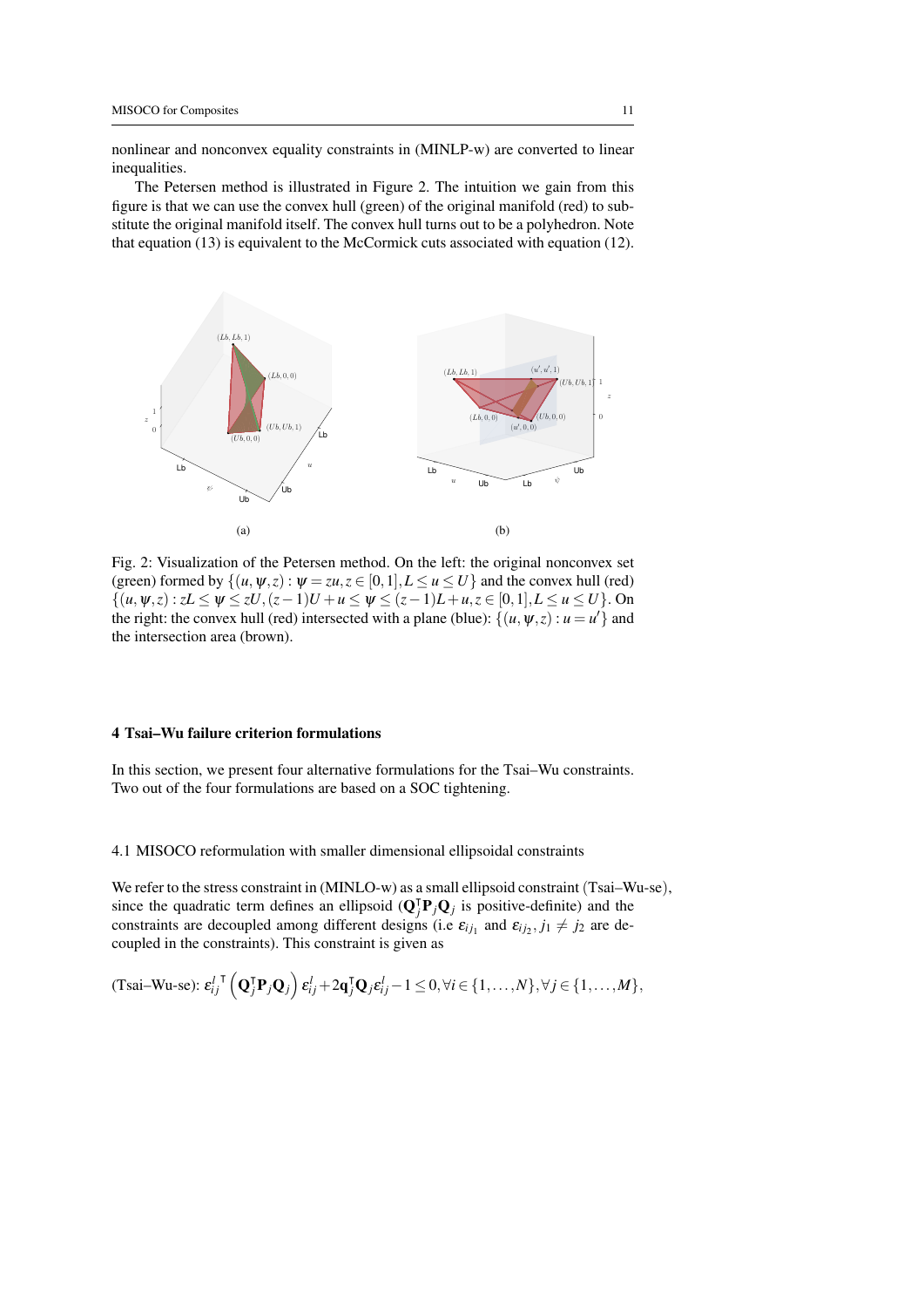nonlinear and nonconvex equality constraints in (MINLP-w) are converted to linear inequalities.

The Petersen method is illustrated in Figure 2. The intuition we gain from this figure is that we can use the convex hull (green) of the original manifold (red) to substitute the original manifold itself. The convex hull turns out to be a polyhedron. Note that equation (13) is equivalent to the McCormick cuts associated with equation (12).

(a)

(b)

Fig. 2: Visualization of the Petersen method. On the left: the original nonconvex set (green) formed by $\{(u,\psi,z) : \psi = zu, z \in [0,1], L \leq u \leq U\}$ and the convex hull (red) $\{(u,\psi,z) : zL \leq \psi \leq zU, (z-1)U + u \leq \psi \leq (z-1)L + u, z \in [0,1], L \leq u \leq U\}$. On the right: the convex hull (red) intersected with a plane (blue): $\{(u,\psi,z) : u = u'\}$ and the intersection area (brown).

## 4 Tsai–Wu failure criterion formulations

In this section, we present four alternative formulations for the Tsai–Wu constraints. Two out of the four formulations are based on a SOC tightening.

### 4.1 MISOCO reformulation with smaller dimensional ellipsoidal constraints

We refer to the stress constraint in (MINLO-w) as a small ellipsoid constraint (Tsai–Wu-se), since the quadratic term defines an ellipsoid ($\mathbf{Q}_j^\intercal \mathbf{P}_j \mathbf{Q}_j$ is positive-definite) and the constraints are decoupled among different designs (i.e $\varepsilon_{ij_1}$ and $\varepsilon_{ij_2}, j_1 \neq j_2$ are decoupled in the constraints). This constraint is given as

$$\text{(Tsai–Wu-se): } {\varepsilon_{ij}^l}^\intercal \left(\mathbf{Q}_j^\intercal \mathbf{P}_j \mathbf{Q}_j\right) \varepsilon_{ij}^l + 2\mathbf{q}_j^\intercal \mathbf{Q}_j \varepsilon_{ij}^l - 1 \leq 0, \forall i \in \{1,\ldots,N\}, \forall j \in \{1,\ldots,M\},$$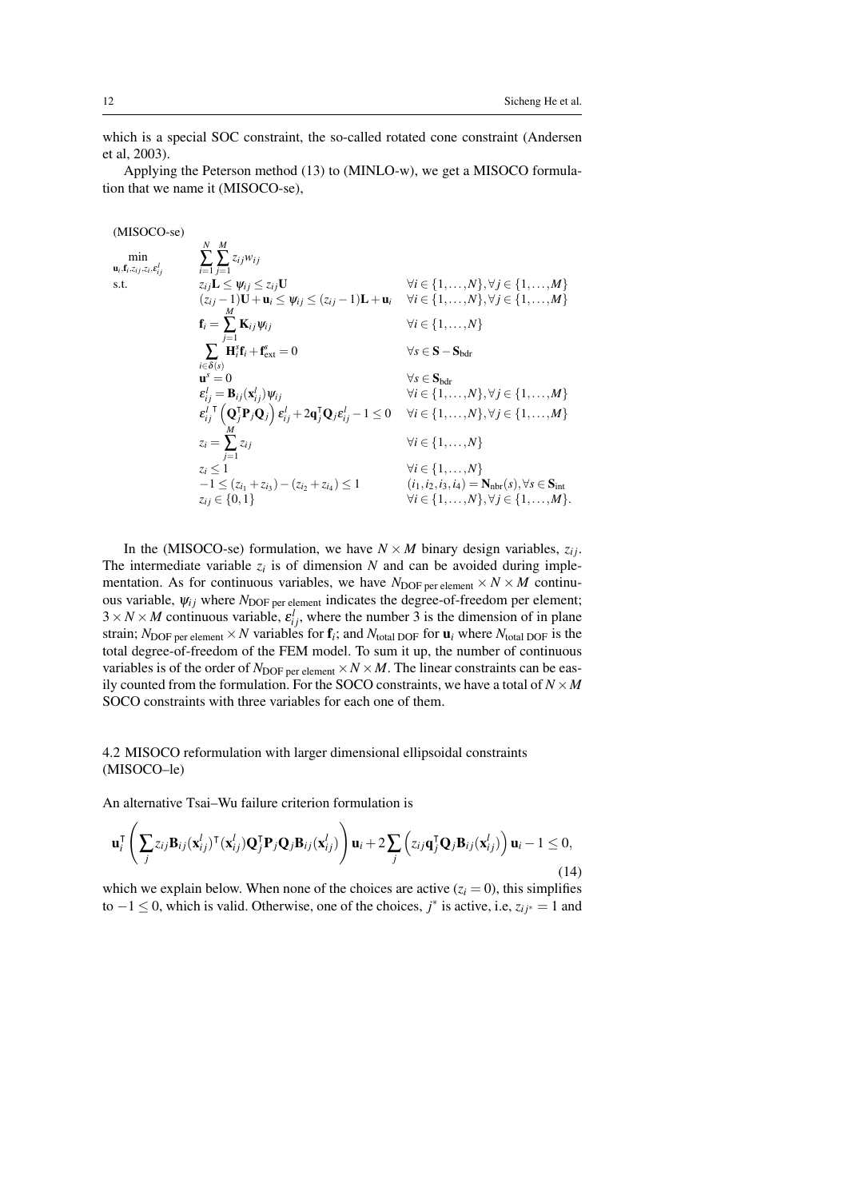which is a special SOC constraint, the so-called rotated cone constraint (Andersen et al, 2003).

Applying the Peterson method (13) to (MINLO-w), we get a MISOCO formulation that we name it (MISOCO-se),

(MISOCO-se)

$$
\begin{array}{lll}
\min\limits_{\mathbf{u}_i,\mathbf{f}_i,z_{ij},z_i,\varepsilon_{ij}^l} & \displaystyle\sum_{i=1}^{N}\sum_{j=1}^{M} z_{ij}w_{ij} & \\
\text{s.t.} & z_{ij}\mathbf{L} \leq \psi_{ij} \leq z_{ij}\mathbf{U} & \forall i\in\{1,\ldots,N\},\forall j\in\{1,\ldots,M\} \\
& (z_{ij}-1)\mathbf{U}+\mathbf{u}_i \leq \psi_{ij} \leq (z_{ij}-1)\mathbf{L}+\mathbf{u}_i & \forall i\in\{1,\ldots,N\},\forall j\in\{1,\ldots,M\} \\
& \mathbf{f}_i = \displaystyle\sum_{j=1}^{M}\mathbf{K}_{ij}\psi_{ij} & \forall i\in\{1,\ldots,N\} \\
& \displaystyle\sum_{i\in\delta(s)}\mathbf{H}_i^s\mathbf{f}_i+\mathbf{f}_{\text{ext}}^s=0 & \forall s\in\mathbf{S}-\mathbf{S}_{\text{bdr}} \\
& \mathbf{u}^s=0 & \forall s\in\mathbf{S}_{\text{bdr}} \\
& \varepsilon_{ij}^l=\mathbf{B}_{ij}(\mathbf{x}_{ij}^l)\psi_{ij} & \forall i\in\{1,\ldots,N\},\forall j\in\{1,\ldots,M\} \\
& {\varepsilon_{ij}^l}^{\mathsf{T}}\left(\mathbf{Q}_j^{\mathsf{T}}\mathbf{P}_j\mathbf{Q}_j\right)\varepsilon_{ij}^l+2\mathbf{q}_j^{\mathsf{T}}\mathbf{Q}_j\varepsilon_{ij}^l-1\leq 0 & \forall i\in\{1,\ldots,N\},\forall j\in\{1,\ldots,M\} \\
& z_i=\displaystyle\sum_{j=1}^{M}z_{ij} & \forall i\in\{1,\ldots,N\} \\
& z_i\leq 1 & \forall i\in\{1,\ldots,N\} \\
& -1\leq(z_{i_1}+z_{i_3})-(z_{i_2}+z_{i_4})\leq 1 & (i_1,i_2,i_3,i_4)=\mathbf{N}_{\text{nbr}}(s),\forall s\in\mathbf{S}_{\text{int}} \\
& z_{ij}\in\{0,1\} & \forall i\in\{1,\ldots,N\},\forall j\in\{1,\ldots,M\}.
\end{array}
$$

In the (MISOCO-se) formulation, we have $N\times M$ binary design variables, $z_{ij}$. The intermediate variable $z_i$ is of dimension $N$ and can be avoided during implementation. As for continuous variables, we have $N_{\text{DOF per element}}\times N\times M$ continuous variable, $\psi_{ij}$ where $N_{\text{DOF per element}}$ indicates the degree-of-freedom per element; $3\times N\times M$ continuous variable, $\varepsilon_{ij}^l$, where the number 3 is the dimension of in plane strain; $N_{\text{DOF per element}}\times N$ variables for $\mathbf{f}_i$; and $N_{\text{total DOF}}$ for $\mathbf{u}_i$ where $N_{\text{total DOF}}$ is the total degree-of-freedom of the FEM model. To sum it up, the number of continuous variables is of the order of $N_{\text{DOF per element}}\times N\times M$. The linear constraints can be easily counted from the formulation. For the SOCO constraints, we have a total of $N\times M$ SOCO constraints with three variables for each one of them.

## 4.2 MISOCO reformulation with larger dimensional ellipsoidal constraints (MISOCO–le)

An alternative Tsai–Wu failure criterion formulation is

$$
\mathbf{u}_i^{\mathsf{T}}\left(\sum_j z_{ij}\mathbf{B}_{ij}(\mathbf{x}_{ij}^l)^{\mathsf{T}}(\mathbf{x}_{ij}^l)\mathbf{Q}_j^{\mathsf{T}}\mathbf{P}_j\mathbf{Q}_j\mathbf{B}_{ij}(\mathbf{x}_{ij}^l)\right)\mathbf{u}_i+2\sum_j\left(z_{ij}\mathbf{q}_j^{\mathsf{T}}\mathbf{Q}_j\mathbf{B}_{ij}(\mathbf{x}_{ij}^l)\right)\mathbf{u}_i-1\leq 0, \tag{14}
$$

which we explain below. When none of the choices are active ($z_i=0$), this simplifies to $-1\leq 0$, which is valid. Otherwise, one of the choices, $j^*$ is active, i.e, $z_{ij^*}=1$ and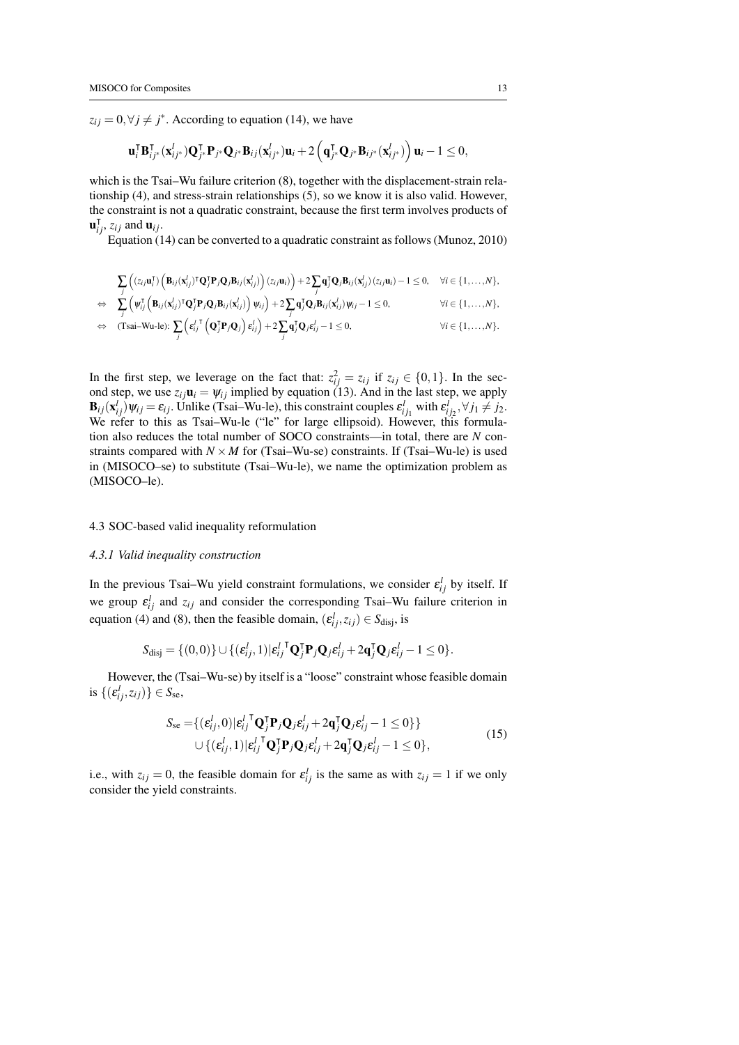$z_{ij} = 0, \forall j \neq j^*$. According to equation (14), we have

$$\mathbf{u}_i^\intercal \mathbf{B}_{ij^*}^\intercal(\mathbf{x}_{ij^*}^l)\mathbf{Q}_{j^*}^\intercal \mathbf{P}_{j^*}\mathbf{Q}_{j^*}\mathbf{B}_{ij}(\mathbf{x}_{ij^*}^l)\mathbf{u}_i + 2\left(\mathbf{q}_{j^*}^\intercal \mathbf{Q}_{j^*}\mathbf{B}_{ij^*}(\mathbf{x}_{ij^*}^l)\right)\mathbf{u}_i - 1 \leq 0,$$

which is the Tsai–Wu failure criterion (8), together with the displacement-strain relationship (4), and stress-strain relationships (5), so we know it is also valid. However, the constraint is not a quadratic constraint, because the first term involves products of $\mathbf{u}_{ij}^\intercal$, $z_{ij}$ and $\mathbf{u}_{ij}$.

Equation (14) can be converted to a quadratic constraint as follows (Munoz, 2010)

$$\begin{aligned}
&\sum_j \left((z_{ij}\mathbf{u}_i^\intercal)\left(\mathbf{B}_{ij}(\mathbf{x}_{ij}^l)^\intercal \mathbf{Q}_j^\intercal \mathbf{P}_j \mathbf{Q}_j \mathbf{B}_{ij}(\mathbf{x}_{ij}^l)\right)(z_{ij}\mathbf{u}_i)\right) + 2\sum_j \mathbf{q}_j^\intercal \mathbf{Q}_j \mathbf{B}_{ij}(\mathbf{x}_{ij}^l)(z_{ij}\mathbf{u}_i) - 1 \leq 0, \quad \forall i \in \{1,\ldots,N\}, \\
\Leftrightarrow\quad &\sum_j \left(\psi_{ij}^\intercal \left(\mathbf{B}_{ij}(\mathbf{x}_{ij}^l)^\intercal \mathbf{Q}_j^\intercal \mathbf{P}_j \mathbf{Q}_j \mathbf{B}_{ij}(\mathbf{x}_{ij}^l)\right)\psi_{ij}\right) + 2\sum_j \mathbf{q}_j^\intercal \mathbf{Q}_j \mathbf{B}_{ij}(\mathbf{x}_{ij}^l)\psi_{ij} - 1 \leq 0, \quad \forall i \in \{1,\ldots,N\}, \\
\Leftrightarrow\quad &\text{(Tsai–Wu-le):} \sum_j \left({\varepsilon_{ij}^l}^\intercal \left(\mathbf{Q}_j^\intercal \mathbf{P}_j \mathbf{Q}_j\right)\varepsilon_{ij}^l\right) + 2\sum_j \mathbf{q}_j^\intercal \mathbf{Q}_j \varepsilon_{ij}^l - 1 \leq 0, \quad \forall i \in \{1,\ldots,N\}.
\end{aligned}$$

In the first step, we leverage on the fact that: $z_{ij}^2 = z_{ij}$ if $z_{ij} \in \{0,1\}$. In the second step, we use $z_{ij}\mathbf{u}_i = \psi_{ij}$ implied by equation (13). And in the last step, we apply $\mathbf{B}_{ij}(\mathbf{x}_{ij}^l)\psi_{ij} = \varepsilon_{ij}$. Unlike (Tsai–Wu-le), this constraint couples $\varepsilon_{ij_1}^l$ with $\varepsilon_{ij_2}^l, \forall j_1 \neq j_2$. We refer to this as Tsai–Wu-le ("le" for large ellipsoid). However, this formulation also reduces the total number of SOCO constraints—in total, there are $N$ constraints compared with $N \times M$ for (Tsai–Wu-se) constraints. If (Tsai–Wu-le) is used in (MISOCO–se) to substitute (Tsai–Wu-le), we name the optimization problem as (MISOCO–le).

### 4.3 SOC-based valid inequality reformulation

#### *4.3.1 Valid inequality construction*

In the previous Tsai–Wu yield constraint formulations, we consider $\varepsilon_{ij}^l$ by itself. If we group $\varepsilon_{ij}^l$ and $z_{ij}$ and consider the corresponding Tsai–Wu failure criterion in equation (4) and (8), then the feasible domain, $(\varepsilon_{ij}^l, z_{ij}) \in S_{\text{disj}}$, is

$$S_{\text{disj}} = \{(0,0)\} \cup \{(\varepsilon_{ij}^l, 1) | {\varepsilon_{ij}^l}^\intercal \mathbf{Q}_j^\intercal \mathbf{P}_j \mathbf{Q}_j \varepsilon_{ij}^l + 2\mathbf{q}_j^\intercal \mathbf{Q}_j \varepsilon_{ij}^l - 1 \leq 0\}.$$

However, the (Tsai–Wu-se) by itself is a "loose" constraint whose feasible domain is $\{(\varepsilon_{ij}^l, z_{ij})\} \in S_{\text{se}}$,

$$\begin{aligned}
S_{\text{se}} = &\{(\varepsilon_{ij}^l, 0) | {\varepsilon_{ij}^l}^\intercal \mathbf{Q}_j^\intercal \mathbf{P}_j \mathbf{Q}_j \varepsilon_{ij}^l + 2\mathbf{q}_j^\intercal \mathbf{Q}_j \varepsilon_{ij}^l - 1 \leq 0\}\} \\
&\cup \{(\varepsilon_{ij}^l, 1) | {\varepsilon_{ij}^l}^\intercal \mathbf{Q}_j^\intercal \mathbf{P}_j \mathbf{Q}_j \varepsilon_{ij}^l + 2\mathbf{q}_j^\intercal \mathbf{Q}_j \varepsilon_{ij}^l - 1 \leq 0\},
\end{aligned} \tag{15}$$

i.e., with $z_{ij} = 0$, the feasible domain for $\varepsilon_{ij}^l$ is the same as with $z_{ij} = 1$ if we only consider the yield constraints.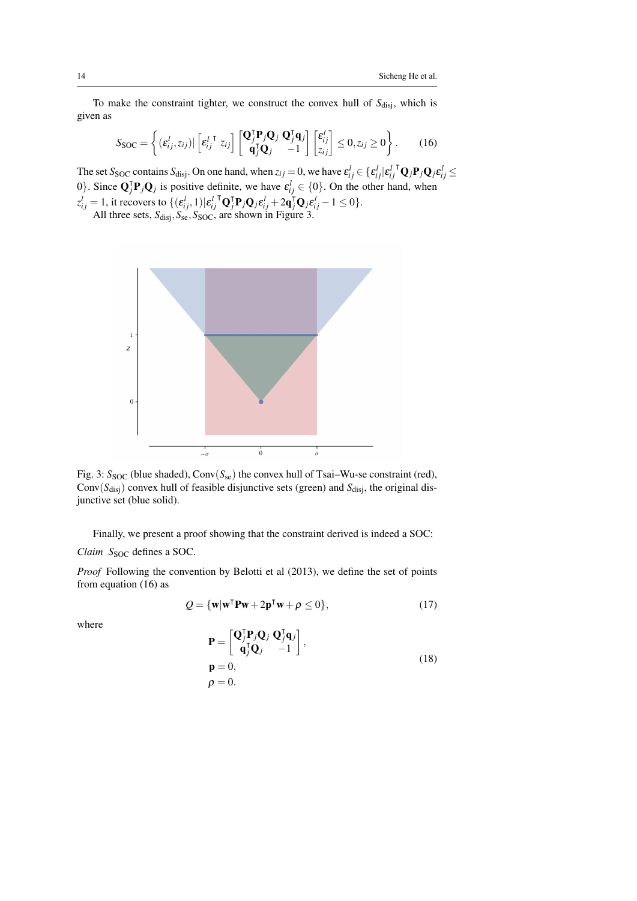To make the constraint tighter, we construct the convex hull of $S_{\text{disj}}$, which is given as

$$S_{\text{SOC}} = \left\{ (\varepsilon_{ij}^l, z_{ij}) | \begin{bmatrix} \varepsilon_{ij}^{l\,\intercal} & z_{ij} \end{bmatrix} \begin{bmatrix} \mathbf{Q}_j^\intercal \mathbf{P}_j \mathbf{Q}_j & \mathbf{Q}_j^\intercal \mathbf{q}_j \\ \mathbf{q}_j^\intercal \mathbf{Q}_j & -1 \end{bmatrix} \begin{bmatrix} \varepsilon_{ij}^l \\ z_{ij} \end{bmatrix} \leq 0, z_{ij} \geq 0 \right\}. \tag{16}$$

The set $S_{\text{SOC}}$ contains $S_{\text{disj}}$. On one hand, when $z_{ij} = 0$, we have $\varepsilon_{ij}^l \in \{\varepsilon_{ij}^l | \varepsilon_{ij}^{l\,\intercal} \mathbf{Q}_j \mathbf{P}_j \mathbf{Q}_j \varepsilon_{ij}^l \leq 0\}$. Since $\mathbf{Q}_j^\intercal \mathbf{P}_j \mathbf{Q}_j$ is positive definite, we have $\varepsilon_{ij}^l \in \{0\}$. On the other hand, when $z_{ij}^l = 1$, it recovers to $\{(\varepsilon_{ij}^l, 1) | \varepsilon_{ij}^{l\,\intercal} \mathbf{Q}_j^\intercal \mathbf{P}_j \mathbf{Q}_j \varepsilon_{ij}^l + 2\mathbf{q}_j^\intercal \mathbf{Q}_j \varepsilon_{ij}^l - 1 \leq 0\}$.

All three sets, $S_{\text{disj}}, S_{\text{se}}, S_{\text{SOC}}$, are shown in Figure 3.

Fig. 3: $S_{\text{SOC}}$ (blue shaded), $\text{Conv}(S_{\text{se}})$ the convex hull of Tsai–Wu-se constraint (red), $\text{Conv}(S_{\text{disj}})$ convex hull of feasible disjunctive sets (green) and $S_{\text{disj}}$, the original disjunctive set (blue solid).

Finally, we present a proof showing that the constraint derived is indeed a SOC:

*Claim* $S_{\text{SOC}}$ defines a SOC.

*Proof* Following the convention by Belotti et al (2013), we define the set of points from equation (16) as

$$Q = \{\mathbf{w} | \mathbf{w}^\intercal \mathbf{P} \mathbf{w} + 2\mathbf{p}^\intercal \mathbf{w} + \rho \leq 0\}, \tag{17}$$

where

$$\begin{aligned} \mathbf{P} &= \begin{bmatrix} \mathbf{Q}_j^\intercal \mathbf{P}_j \mathbf{Q}_j & \mathbf{Q}_j^\intercal \mathbf{q}_j \\ \mathbf{q}_j^\intercal \mathbf{Q}_j & -1 \end{bmatrix}, \\ \mathbf{p} &= 0, \\ \rho &= 0. \end{aligned} \tag{18}$$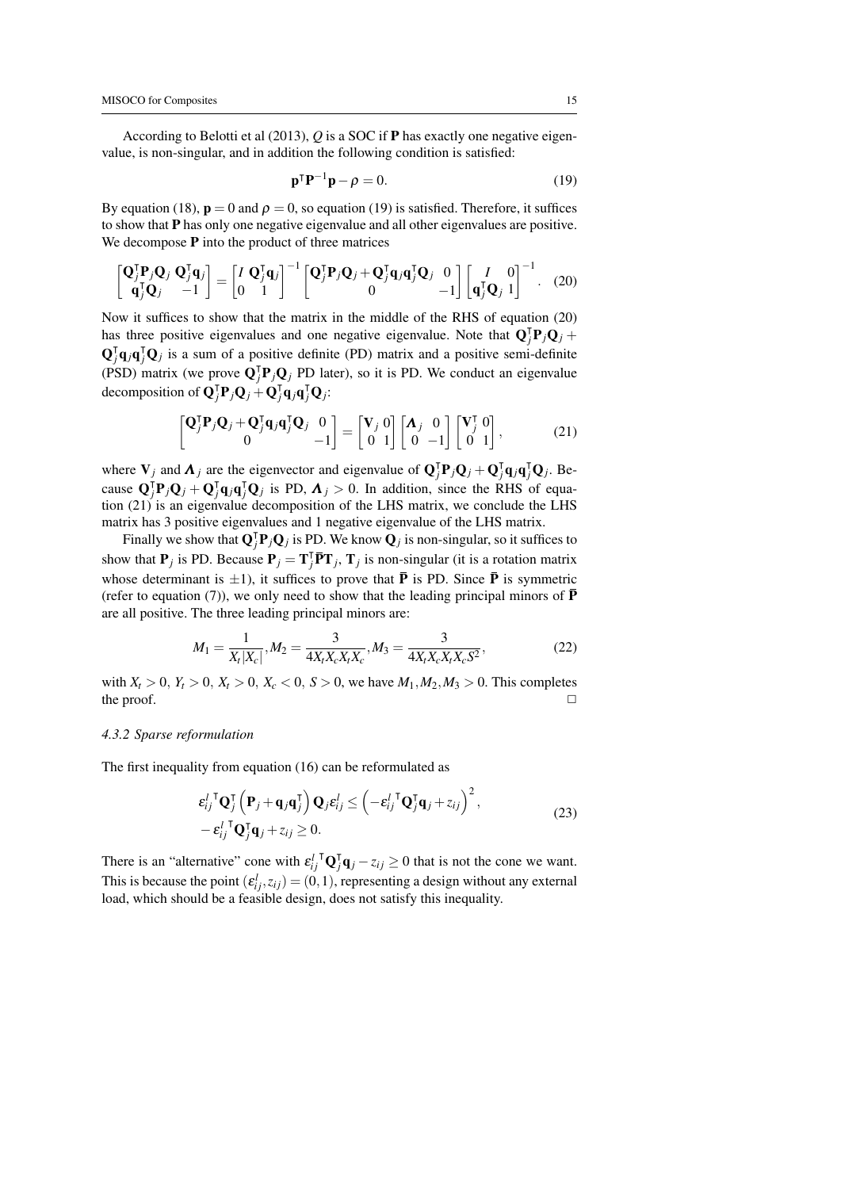According to Belotti et al (2013), $Q$ is a SOC if $\mathbf{P}$ has exactly one negative eigenvalue, is non-singular, and in addition the following condition is satisfied:

$$\mathbf{p}^{\intercal}\mathbf{P}^{-1}\mathbf{p} - \rho = 0. \tag{19}$$

By equation (18), $\mathbf{p} = 0$ and $\rho = 0$, so equation (19) is satisfied. Therefore, it suffices to show that $\mathbf{P}$ has only one negative eigenvalue and all other eigenvalues are positive. We decompose $\mathbf{P}$ into the product of three matrices

$$\begin{bmatrix} \mathbf{Q}_j^{\intercal}\mathbf{P}_j\mathbf{Q}_j & \mathbf{Q}_j^{\intercal}\mathbf{q}_j \\ \mathbf{q}_j^{\intercal}\mathbf{Q}_j & -1 \end{bmatrix} = \begin{bmatrix} I & \mathbf{Q}_j^{\intercal}\mathbf{q}_j \\ 0 & 1 \end{bmatrix}^{-1} \begin{bmatrix} \mathbf{Q}_j^{\intercal}\mathbf{P}_j\mathbf{Q}_j + \mathbf{Q}_j^{\intercal}\mathbf{q}_j\mathbf{q}_j^{\intercal}\mathbf{Q}_j & 0 \\ 0 & -1 \end{bmatrix} \begin{bmatrix} I & 0 \\ \mathbf{q}_j^{\intercal}\mathbf{Q}_j & 1 \end{bmatrix}^{-1}. \tag{20}$$

Now it suffices to show that the matrix in the middle of the RHS of equation (20) has three positive eigenvalues and one negative eigenvalue. Note that $\mathbf{Q}_j^{\intercal}\mathbf{P}_j\mathbf{Q}_j + \mathbf{Q}_j^{\intercal}\mathbf{q}_j\mathbf{q}_j^{\intercal}\mathbf{Q}_j$ is a sum of a positive definite (PD) matrix and a positive semi-definite (PSD) matrix (we prove $\mathbf{Q}_j^{\intercal}\mathbf{P}_j\mathbf{Q}_j$ PD later), so it is PD. We conduct an eigenvalue decomposition of $\mathbf{Q}_j^{\intercal}\mathbf{P}_j\mathbf{Q}_j + \mathbf{Q}_j^{\intercal}\mathbf{q}_j\mathbf{q}_j^{\intercal}\mathbf{Q}_j$:

$$\begin{bmatrix} \mathbf{Q}_j^{\intercal}\mathbf{P}_j\mathbf{Q}_j + \mathbf{Q}_j^{\intercal}\mathbf{q}_j\mathbf{q}_j^{\intercal}\mathbf{Q}_j & 0 \\ 0 & -1 \end{bmatrix} = \begin{bmatrix} \mathbf{V}_j & 0 \\ 0 & 1 \end{bmatrix} \begin{bmatrix} \boldsymbol{\Lambda}_j & 0 \\ 0 & -1 \end{bmatrix} \begin{bmatrix} \mathbf{V}_j^{\intercal} & 0 \\ 0 & 1 \end{bmatrix}, \tag{21}$$

where $\mathbf{V}_j$ and $\boldsymbol{\Lambda}_j$ are the eigenvector and eigenvalue of $\mathbf{Q}_j^{\intercal}\mathbf{P}_j\mathbf{Q}_j + \mathbf{Q}_j^{\intercal}\mathbf{q}_j\mathbf{q}_j^{\intercal}\mathbf{Q}_j$. Because $\mathbf{Q}_j^{\intercal}\mathbf{P}_j\mathbf{Q}_j + \mathbf{Q}_j^{\intercal}\mathbf{q}_j\mathbf{q}_j^{\intercal}\mathbf{Q}_j$ is PD, $\boldsymbol{\Lambda}_j > 0$. In addition, since the RHS of equation (21) is an eigenvalue decomposition of the LHS matrix, we conclude the LHS matrix has 3 positive eigenvalues and 1 negative eigenvalue of the LHS matrix.

Finally we show that $\mathbf{Q}_j^{\intercal}\mathbf{P}_j\mathbf{Q}_j$ is PD. We know $\mathbf{Q}_j$ is non-singular, so it suffices to show that $\mathbf{P}_j$ is PD. Because $\mathbf{P}_j = \mathbf{T}_j^{\intercal}\bar{\mathbf{P}}\mathbf{T}_j$, $\mathbf{T}_j$ is non-singular (it is a rotation matrix whose determinant is $\pm 1$), it suffices to prove that $\bar{\mathbf{P}}$ is PD. Since $\bar{\mathbf{P}}$ is symmetric (refer to equation (7)), we only need to show that the leading principal minors of $\bar{\mathbf{P}}$ are all positive. The three leading principal minors are:

$$M_1 = \frac{1}{X_t|X_c|}, M_2 = \frac{3}{4X_tX_cX_tX_c}, M_3 = \frac{3}{4X_tX_cX_tX_cS^2}, \tag{22}$$

with $X_t > 0$, $Y_t > 0$, $X_t > 0$, $X_c < 0$, $S > 0$, we have $M_1, M_2, M_3 > 0$. This completes the proof. □

#### *4.3.2 Sparse reformulation*

The first inequality from equation (16) can be reformulated as

$$\begin{aligned} &\varepsilon_{ij}^{l\,\intercal}\mathbf{Q}_j^{\intercal}\left(\mathbf{P}_j + \mathbf{q}_j\mathbf{q}_j^{\intercal}\right)\mathbf{Q}_j\varepsilon_{ij}^{l} \le \left(-\varepsilon_{ij}^{l\,\intercal}\mathbf{Q}_j^{\intercal}\mathbf{q}_j + z_{ij}\right)^2, \\ &-\varepsilon_{ij}^{l\,\intercal}\mathbf{Q}_j^{\intercal}\mathbf{q}_j + z_{ij} \ge 0. \end{aligned} \tag{23}$$

There is an "alternative" cone with $\varepsilon_{ij}^{l\,\intercal}\mathbf{Q}_j^{\intercal}\mathbf{q}_j - z_{ij} \ge 0$ that is not the cone we want. This is because the point $(\varepsilon_{ij}^{l}, z_{ij}) = (0, 1)$, representing a design without any external load, which should be a feasible design, does not satisfy this inequality.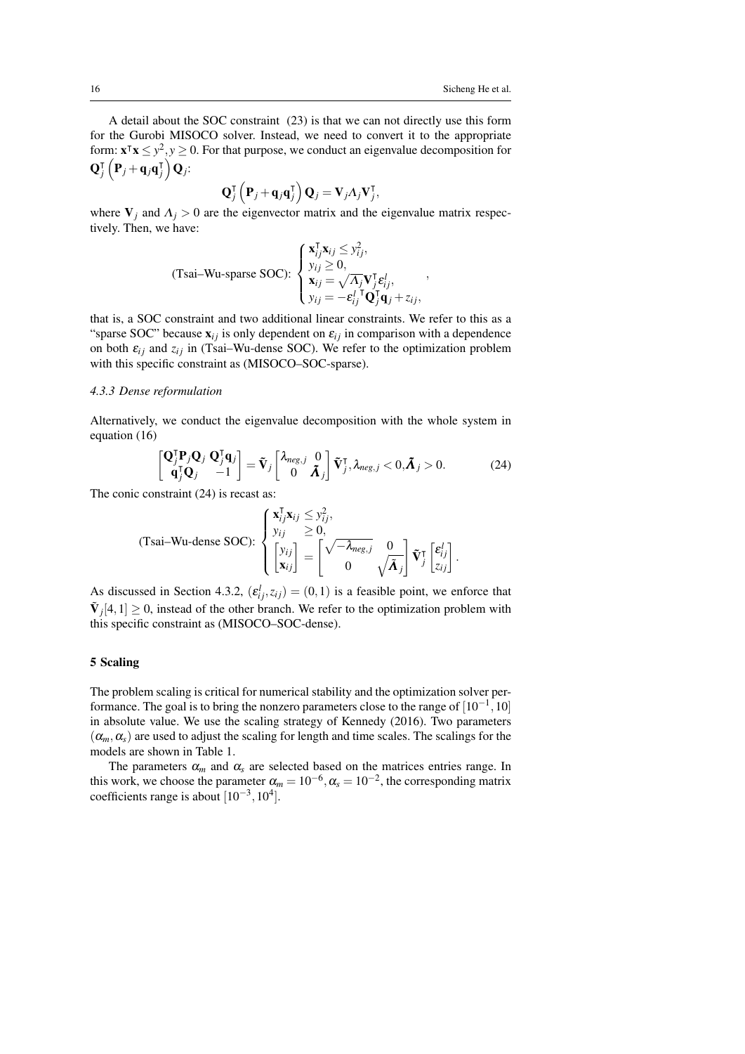A detail about the SOC constraint (23) is that we can not directly use this form for the Gurobi MISOCO solver. Instead, we need to convert it to the appropriate form: $\mathbf{x}^\intercal \mathbf{x} \leq y^2, y \geq 0$. For that purpose, we conduct an eigenvalue decomposition for $\mathbf{Q}_j^\intercal \left(\mathbf{P}_j + \mathbf{q}_j \mathbf{q}_j^\intercal\right) \mathbf{Q}_j$:

$$\mathbf{Q}_j^\intercal \left(\mathbf{P}_j + \mathbf{q}_j \mathbf{q}_j^\intercal\right) \mathbf{Q}_j = \mathbf{V}_j \Lambda_j \mathbf{V}_j^\intercal,$$

where $\mathbf{V}_j$ and $\Lambda_j > 0$ are the eigenvector matrix and the eigenvalue matrix respectively. Then, we have:

$$\text{(Tsai–Wu-sparse SOC): } \begin{cases} \mathbf{x}_{ij}^\intercal \mathbf{x}_{ij} \leq y_{ij}^2, \\ y_{ij} \geq 0, \\ \mathbf{x}_{ij} = \sqrt{\Lambda_j} \mathbf{V}_j^\intercal \varepsilon_{ij}^l, \\ y_{ij} = -\varepsilon_{ij}^{l\,\intercal} \mathbf{Q}_j^\intercal \mathbf{q}_j + z_{ij}, \end{cases},$$

that is, a SOC constraint and two additional linear constraints. We refer to this as a "sparse SOC" because $\mathbf{x}_{ij}$ is only dependent on $\varepsilon_{ij}$ in comparison with a dependence on both $\varepsilon_{ij}$ and $z_{ij}$ in (Tsai–Wu-dense SOC). We refer to the optimization problem with this specific constraint as (MISOCO–SOC-sparse).

#### *4.3.3 Dense reformulation*

Alternatively, we conduct the eigenvalue decomposition with the whole system in equation (16)

$$\begin{bmatrix} \mathbf{Q}_j^\intercal \mathbf{P}_j \mathbf{Q}_j & \mathbf{Q}_j^\intercal \mathbf{q}_j \\ \mathbf{q}_j^\intercal \mathbf{Q}_j & -1 \end{bmatrix} = \tilde{\mathbf{V}}_j \begin{bmatrix} \lambda_{neg,j} & 0 \\ 0 & \tilde{\Lambda}_j \end{bmatrix} \tilde{\mathbf{V}}_j^\intercal, \lambda_{neg,j} < 0, \tilde{\Lambda}_j > 0. \tag{24}$$

The conic constraint (24) is recast as:

$$\text{(Tsai–Wu-dense SOC): } \begin{cases} \mathbf{x}_{ij}^\intercal \mathbf{x}_{ij} \leq y_{ij}^2, \\ y_{ij} \quad \geq 0, \\ \begin{bmatrix} y_{ij} \\ \mathbf{x}_{ij} \end{bmatrix} = \begin{bmatrix} \sqrt{-\lambda_{neg,j}} & 0 \\ 0 & \sqrt{\tilde{\Lambda}_j} \end{bmatrix} \tilde{\mathbf{V}}_j^\intercal \begin{bmatrix} \varepsilon_{ij}^l \\ z_{ij} \end{bmatrix}. \end{cases}$$

As discussed in Section 4.3.2, $(\varepsilon_{ij}^l, z_{ij}) = (0, 1)$ is a feasible point, we enforce that $\tilde{\mathbf{V}}_j[4,1] \geq 0$, instead of the other branch. We refer to the optimization problem with this specific constraint as (MISOCO–SOC-dense).

## 5 Scaling

The problem scaling is critical for numerical stability and the optimization solver performance. The goal is to bring the nonzero parameters close to the range of $[10^{-1}, 10]$ in absolute value. We use the scaling strategy of Kennedy (2016). Two parameters $(\alpha_m, \alpha_s)$ are used to adjust the scaling for length and time scales. The scalings for the models are shown in Table 1.

The parameters $\alpha_m$ and $\alpha_s$ are selected based on the matrices entries range. In this work, we choose the parameter $\alpha_m = 10^{-6}, \alpha_s = 10^{-2}$, the corresponding matrix coefficients range is about $[10^{-3}, 10^4]$.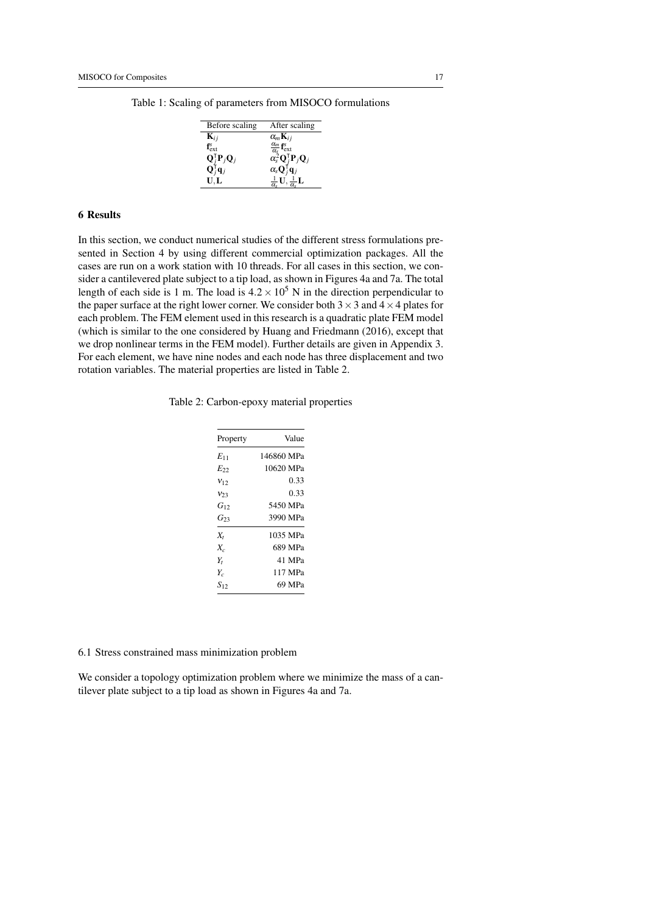Table 1: Scaling of parameters from MISOCO formulations

| Before scaling | After scaling |
|---|---|
| $\mathbf{K}_{ij}$ | $\alpha_m \mathbf{K}_{ij}$ |
| $\mathbf{f}^{s}_{\text{ext}}$ | $\frac{\alpha_m}{\alpha_s} \mathbf{f}^{s}_{\text{ext}}$ |
| $\mathbf{Q}_j^{\intercal} \mathbf{P}_j \mathbf{Q}_j$ | $\alpha_s^2 \mathbf{Q}_j^{\intercal} \mathbf{P}_j \mathbf{Q}_j$ |
| $\mathbf{Q}_j^{\intercal} \mathbf{q}_j$ | $\alpha_s \mathbf{Q}_j^{\intercal} \mathbf{q}_j$ |
| $\mathbf{U}, \mathbf{L}$ | $\frac{1}{\alpha_s} \mathbf{U}, \frac{1}{\alpha_s} \mathbf{L}$ |

## 6 Results

In this section, we conduct numerical studies of the different stress formulations presented in Section 4 by using different commercial optimization packages. All the cases are run on a work station with 10 threads. For all cases in this section, we consider a cantilevered plate subject to a tip load, as shown in Figures 4a and 7a. The total length of each side is 1 m. The load is $4.2 \times 10^5$ N in the direction perpendicular to the paper surface at the right lower corner. We consider both $3 \times 3$ and $4 \times 4$ plates for each problem. The FEM element used in this research is a quadratic plate FEM model (which is similar to the one considered by Huang and Friedmann (2016), except that we drop nonlinear terms in the FEM model). Further details are given in Appendix 3. For each element, we have nine nodes and each node has three displacement and two rotation variables. The material properties are listed in Table 2.

Table 2: Carbon-epoxy material properties

| Property | Value |
|---|---|
| $E_{11}$ | 146860 MPa |
| $E_{22}$ | 10620 MPa |
| $\nu_{12}$ | 0.33 |
| $\nu_{23}$ | 0.33 |
| $G_{12}$ | 5450 MPa |
| $G_{23}$ | 3990 MPa |
| $X_t$ | 1035 MPa |
| $X_c$ | 689 MPa |
| $Y_t$ | 41 MPa |
| $Y_c$ | 117 MPa |
| $S_{12}$ | 69 MPa |

### 6.1 Stress constrained mass minimization problem

We consider a topology optimization problem where we minimize the mass of a cantilever plate subject to a tip load as shown in Figures 4a and 7a.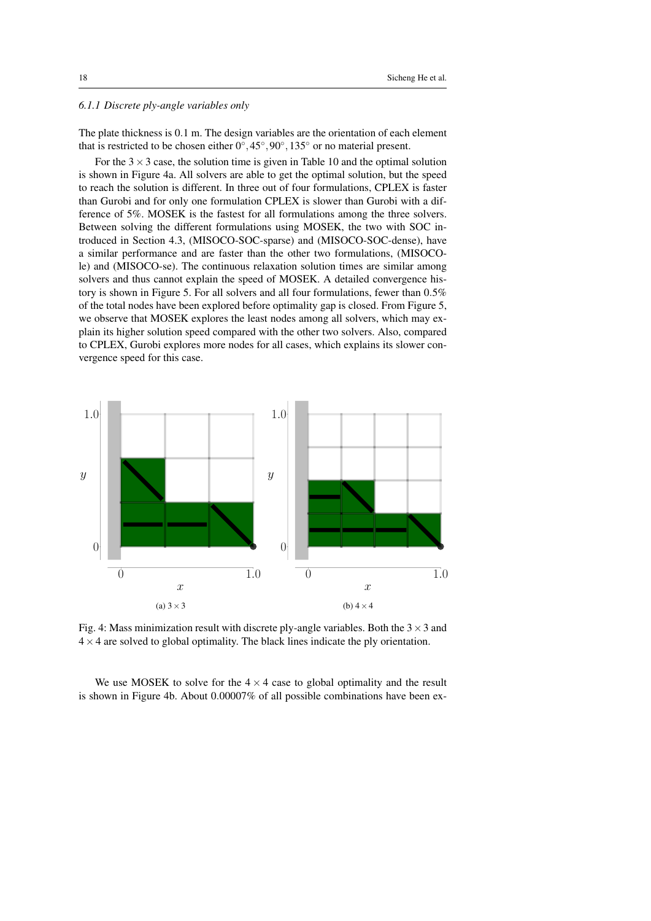### *6.1.1 Discrete ply-angle variables only*

The plate thickness is 0.1 m. The design variables are the orientation of each element that is restricted to be chosen either $0^\circ, 45^\circ, 90^\circ, 135^\circ$ or no material present.

For the $3 \times 3$ case, the solution time is given in Table 10 and the optimal solution is shown in Figure 4a. All solvers are able to get the optimal solution, but the speed to reach the solution is different. In three out of four formulations, CPLEX is faster than Gurobi and for only one formulation CPLEX is slower than Gurobi with a difference of 5%. MOSEK is the fastest for all formulations among the three solvers. Between solving the different formulations using MOSEK, the two with SOC introduced in Section 4.3, (MISOCO-SOC-sparse) and (MISOCO-SOC-dense), have a similar performance and are faster than the other two formulations, (MISOCO-le) and (MISOCO-se). The continuous relaxation solution times are similar among solvers and thus cannot explain the speed of MOSEK. A detailed convergence history is shown in Figure 5. For all solvers and all four formulations, fewer than 0.5% of the total nodes have been explored before optimality gap is closed. From Figure 5, we observe that MOSEK explores the least nodes among all solvers, which may explain its higher solution speed compared with the other two solvers. Also, compared to CPLEX, Gurobi explores more nodes for all cases, which explains its slower convergence speed for this case.

(a) $3 \times 3$

(b) $4 \times 4$

Fig. 4: Mass minimization result with discrete ply-angle variables. Both the $3 \times 3$ and $4 \times 4$ are solved to global optimality. The black lines indicate the ply orientation.

We use MOSEK to solve for the $4 \times 4$ case to global optimality and the result is shown in Figure 4b. About 0.00007% of all possible combinations have been ex-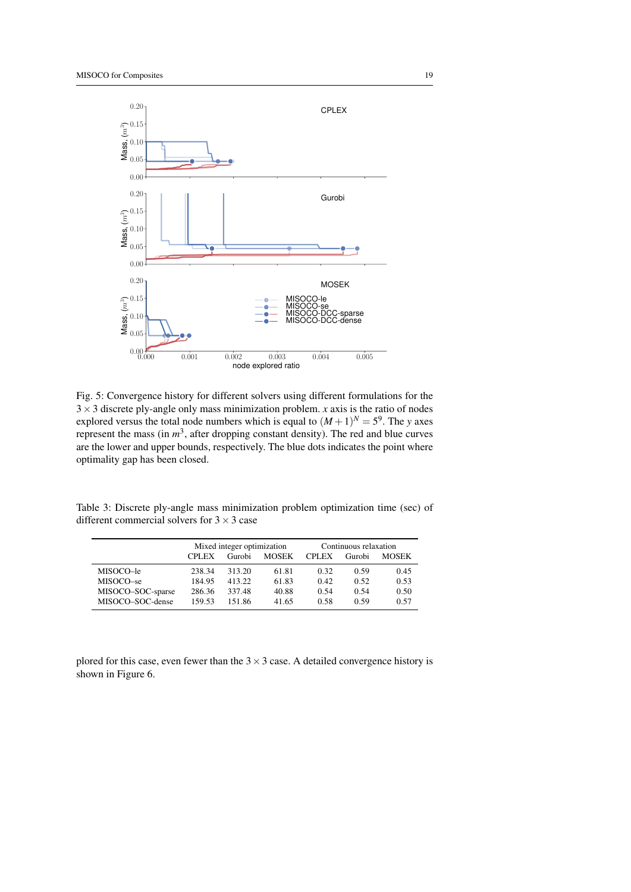Fig. 5: Convergence history for different solvers using different formulations for the $3 \times 3$ discrete ply-angle only mass minimization problem. $x$ axis is the ratio of nodes explored versus the total node numbers which is equal to $(M+1)^N = 5^9$. The $y$ axes represent the mass (in $m^3$, after dropping constant density). The red and blue curves are the lower and upper bounds, respectively. The blue dots indicates the point where optimality gap has been closed.

Table 3: Discrete ply-angle mass minimization problem optimization time (sec) of different commercial solvers for $3 \times 3$ case

| | Mixed integer optimization | | | Continuous relaxation | | |
|---|---|---|---|---|---|---|
| | CPLEX | Gurobi | MOSEK | CPLEX | Gurobi | MOSEK |
| MISOCO–le | 238.34 | 313.20 | 61.81 | 0.32 | 0.59 | 0.45 |
| MISOCO–se | 184.95 | 413.22 | 61.83 | 0.42 | 0.52 | 0.53 |
| MISOCO–SOC-sparse | 286.36 | 337.48 | 40.88 | 0.54 | 0.54 | 0.50 |
| MISOCO–SOC-dense | 159.53 | 151.86 | 41.65 | 0.58 | 0.59 | 0.57 |

plored for this case, even fewer than the $3 \times 3$ case. A detailed convergence history is shown in Figure 6.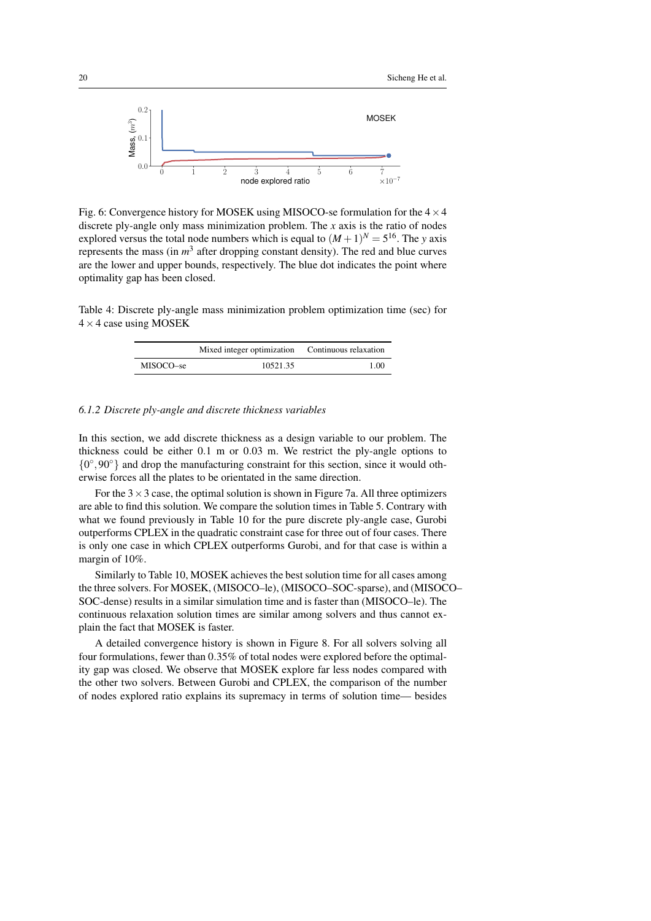Fig. 6: Convergence history for MOSEK using MISOCO-se formulation for the $4 \times 4$ discrete ply-angle only mass minimization problem. The $x$ axis is the ratio of nodes explored versus the total node numbers which is equal to $(M+1)^N = 5^{16}$. The $y$ axis represents the mass (in $m^3$ after dropping constant density). The red and blue curves are the lower and upper bounds, respectively. The blue dot indicates the point where optimality gap has been closed.

Table 4: Discrete ply-angle mass minimization problem optimization time (sec) for $4 \times 4$ case using MOSEK

| | Mixed integer optimization | Continuous relaxation |
|---|---|---|
| MISOCO–se | 10521.35 | 1.00 |

### 6.1.2 Discrete ply-angle and discrete thickness variables

In this section, we add discrete thickness as a design variable to our problem. The thickness could be either 0.1 m or 0.03 m. We restrict the ply-angle options to $\{0^\circ, 90^\circ\}$ and drop the manufacturing constraint for this section, since it would otherwise forces all the plates to be orientated in the same direction.

For the $3 \times 3$ case, the optimal solution is shown in Figure 7a. All three optimizers are able to find this solution. We compare the solution times in Table 5. Contrary with what we found previously in Table 10 for the pure discrete ply-angle case, Gurobi outperforms CPLEX in the quadratic constraint case for three out of four cases. There is only one case in which CPLEX outperforms Gurobi, and for that case is within a margin of 10%.

Similarly to Table 10, MOSEK achieves the best solution time for all cases among the three solvers. For MOSEK, (MISOCO–le), (MISOCO–SOC-sparse), and (MISOCO–SOC-dense) results in a similar simulation time and is faster than (MISOCO–le). The continuous relaxation solution times are similar among solvers and thus cannot explain the fact that MOSEK is faster.

A detailed convergence history is shown in Figure 8. For all solvers solving all four formulations, fewer than 0.35% of total nodes were explored before the optimality gap was closed. We observe that MOSEK explore far less nodes compared with the other two solvers. Between Gurobi and CPLEX, the comparison of the number of nodes explored ratio explains its supremacy in terms of solution time— besides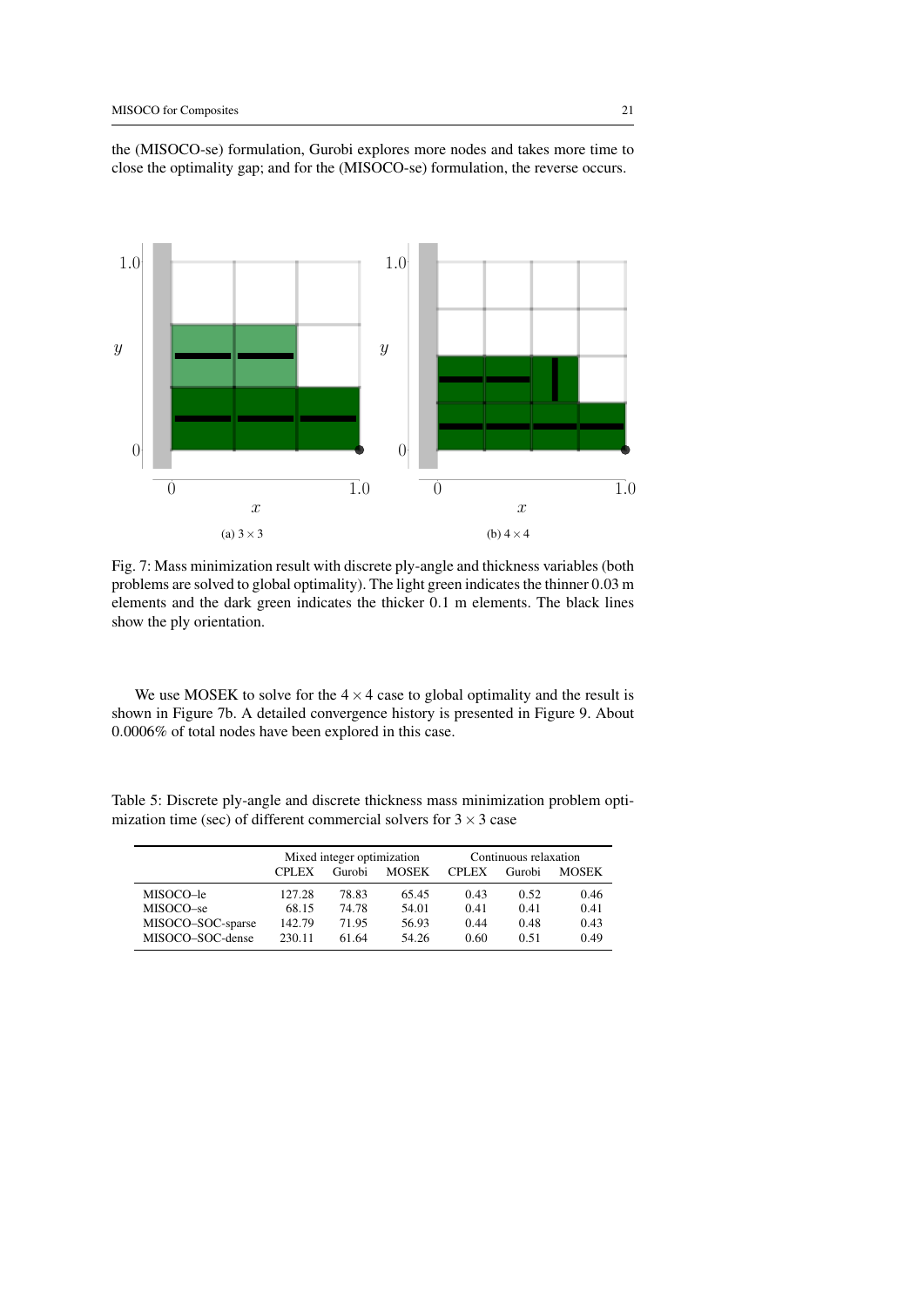the (MISOCO-se) formulation, Gurobi explores more nodes and takes more time to close the optimality gap; and for the (MISOCO-se) formulation, the reverse occurs.

(a) $3 \times 3$

(b) $4 \times 4$

Fig. 7: Mass minimization result with discrete ply-angle and thickness variables (both problems are solved to global optimality). The light green indicates the thinner 0.03 m elements and the dark green indicates the thicker 0.1 m elements. The black lines show the ply orientation.

We use MOSEK to solve for the $4 \times 4$ case to global optimality and the result is shown in Figure 7b. A detailed convergence history is presented in Figure 9. About 0.0006% of total nodes have been explored in this case.

Table 5: Discrete ply-angle and discrete thickness mass minimization problem optimization time (sec) of different commercial solvers for $3 \times 3$ case

| | Mixed integer optimization | | | Continuous relaxation | | |
|---|---|---|---|---|---|---|
| | CPLEX | Gurobi | MOSEK | CPLEX | Gurobi | MOSEK |
| MISOCO–le | 127.28 | 78.83 | 65.45 | 0.43 | 0.52 | 0.46 |
| MISOCO–se | 68.15 | 74.78 | 54.01 | 0.41 | 0.41 | 0.41 |
| MISOCO–SOC-sparse | 142.79 | 71.95 | 56.93 | 0.44 | 0.48 | 0.43 |
| MISOCO–SOC-dense | 230.11 | 61.64 | 54.26 | 0.60 | 0.51 | 0.49 |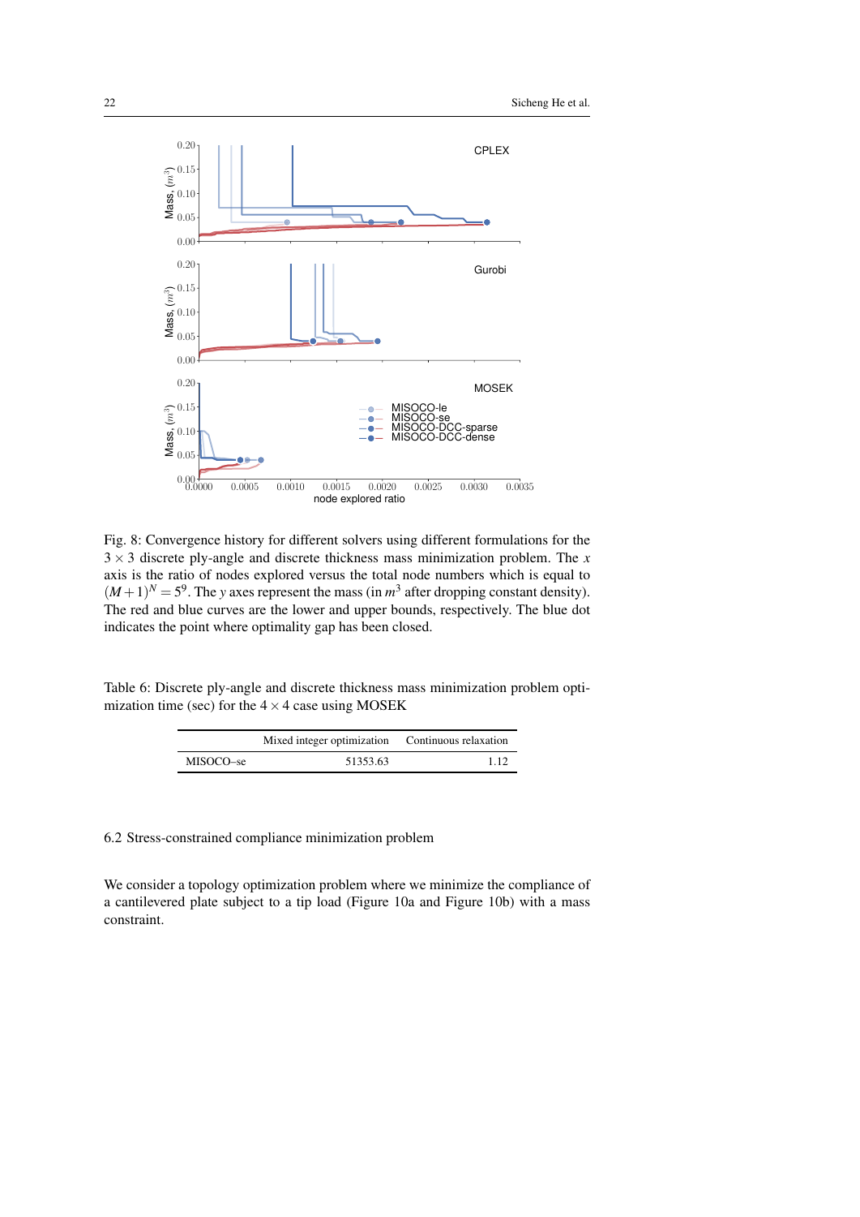Fig. 8: Convergence history for different solvers using different formulations for the $3 \times 3$ discrete ply-angle and discrete thickness mass minimization problem. The $x$ axis is the ratio of nodes explored versus the total node numbers which is equal to $(M+1)^N = 5^9$. The $y$ axes represent the mass (in $m^3$ after dropping constant density). The red and blue curves are the lower and upper bounds, respectively. The blue dot indicates the point where optimality gap has been closed.

Table 6: Discrete ply-angle and discrete thickness mass minimization problem optimization time (sec) for the $4 \times 4$ case using MOSEK

| | Mixed integer optimization | Continuous relaxation |
|---|---|---|
| MISOCO–se | 51353.63 | 1.12 |

### 6.2 Stress-constrained compliance minimization problem

We consider a topology optimization problem where we minimize the compliance of a cantilevered plate subject to a tip load (Figure 10a and Figure 10b) with a mass constraint.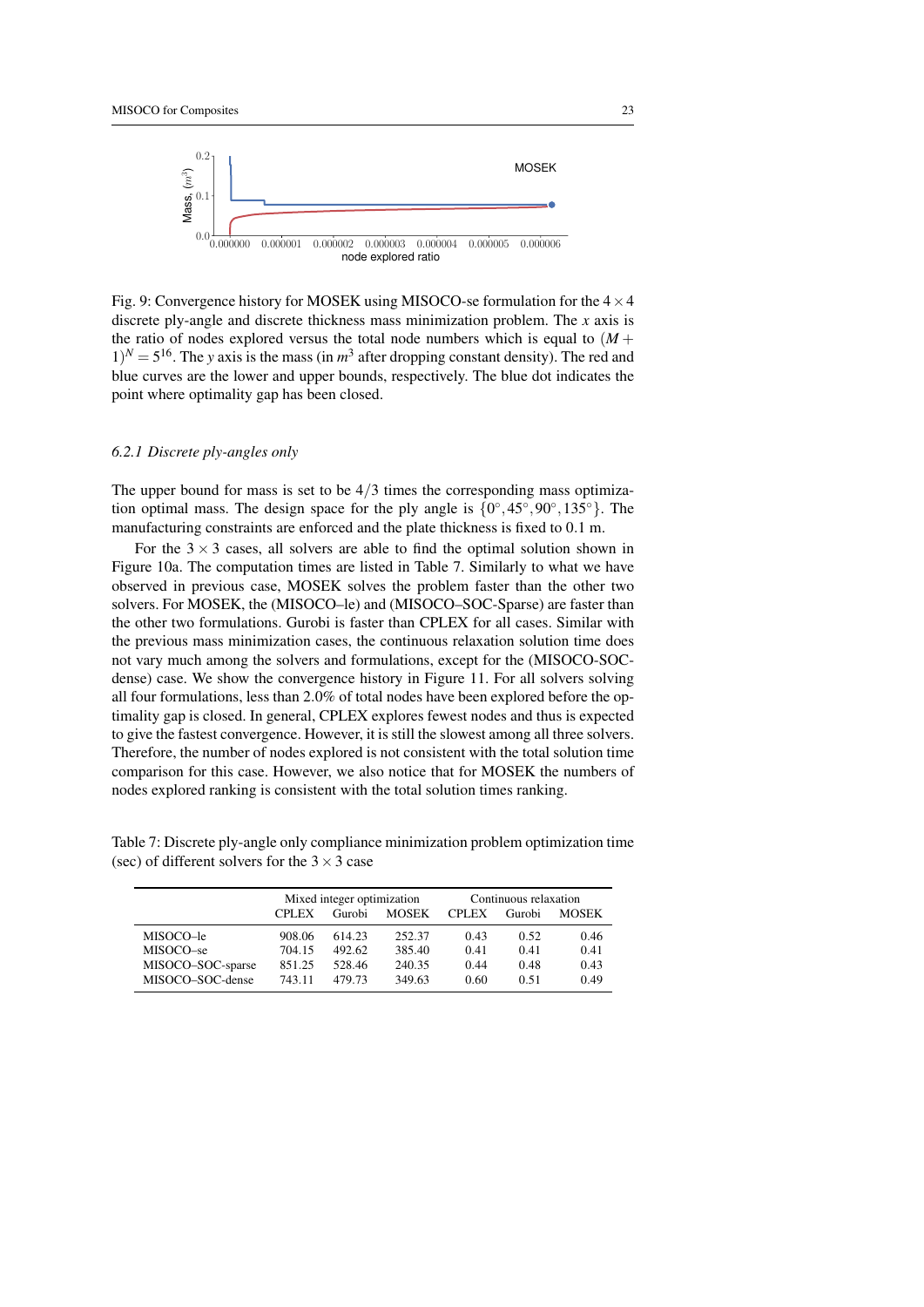Fig. 9: Convergence history for MOSEK using MISOCO-se formulation for the $4 \times 4$ discrete ply-angle and discrete thickness mass minimization problem. The $x$ axis is the ratio of nodes explored versus the total node numbers which is equal to $(M+1)^N = 5^{16}$. The $y$ axis is the mass (in $m^3$ after dropping constant density). The red and blue curves are the lower and upper bounds, respectively. The blue dot indicates the point where optimality gap has been closed.

### 6.2.1 *Discrete ply-angles only*

The upper bound for mass is set to be $4/3$ times the corresponding mass optimization optimal mass. The design space for the ply angle is $\{0^\circ, 45^\circ, 90^\circ, 135^\circ\}$. The manufacturing constraints are enforced and the plate thickness is fixed to 0.1 m.

For the $3 \times 3$ cases, all solvers are able to find the optimal solution shown in Figure 10a. The computation times are listed in Table 7. Similarly to what we have observed in previous case, MOSEK solves the problem faster than the other two solvers. For MOSEK, the (MISOCO–le) and (MISOCO–SOC-Sparse) are faster than the other two formulations. Gurobi is faster than CPLEX for all cases. Similar with the previous mass minimization cases, the continuous relaxation solution time does not vary much among the solvers and formulations, except for the (MISOCO-SOC-dense) case. We show the convergence history in Figure 11. For all solvers solving all four formulations, less than 2.0% of total nodes have been explored before the optimality gap is closed. In general, CPLEX explores fewest nodes and thus is expected to give the fastest convergence. However, it is still the slowest among all three solvers. Therefore, the number of nodes explored is not consistent with the total solution time comparison for this case. However, we also notice that for MOSEK the numbers of nodes explored ranking is consistent with the total solution times ranking.

Table 7: Discrete ply-angle only compliance minimization problem optimization time (sec) of different solvers for the $3 \times 3$ case

| | Mixed integer optimization | | | Continuous relaxation | | |
|---|---|---|---|---|---|---|
| | CPLEX | Gurobi | MOSEK | CPLEX | Gurobi | MOSEK |
| MISOCO–le | 908.06 | 614.23 | 252.37 | 0.43 | 0.52 | 0.46 |
| MISOCO–se | 704.15 | 492.62 | 385.40 | 0.41 | 0.41 | 0.41 |
| MISOCO–SOC-sparse | 851.25 | 528.46 | 240.35 | 0.44 | 0.48 | 0.43 |
| MISOCO–SOC-dense | 743.11 | 479.73 | 349.63 | 0.60 | 0.51 | 0.49 |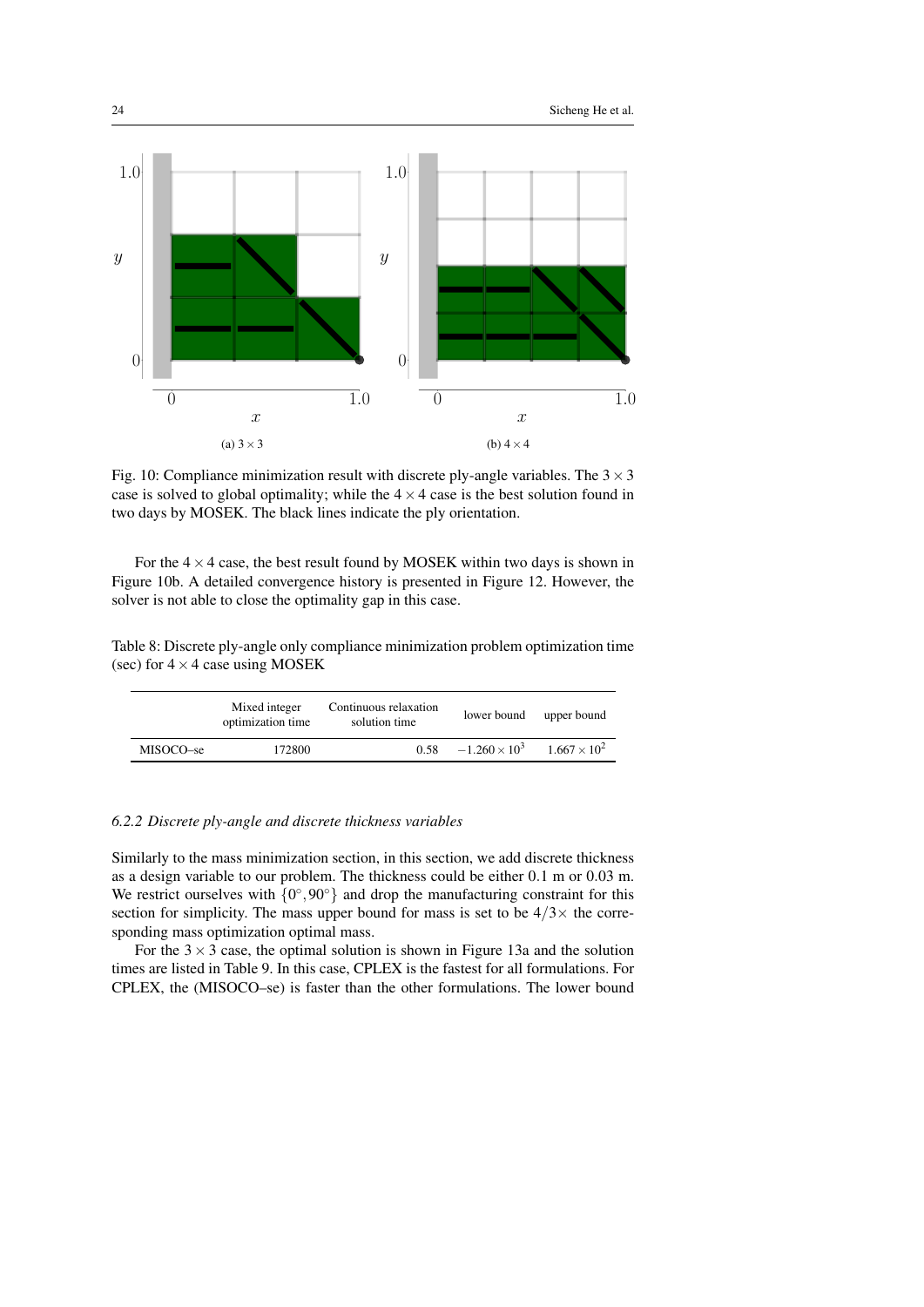(a) $3 \times 3$

(b) $4 \times 4$

Fig. 10: Compliance minimization result with discrete ply-angle variables. The $3 \times 3$ case is solved to global optimality; while the $4 \times 4$ case is the best solution found in two days by MOSEK. The black lines indicate the ply orientation.

For the $4 \times 4$ case, the best result found by MOSEK within two days is shown in Figure 10b. A detailed convergence history is presented in Figure 12. However, the solver is not able to close the optimality gap in this case.

Table 8: Discrete ply-angle only compliance minimization problem optimization time (sec) for $4 \times 4$ case using MOSEK

| | Mixed integer optimization time | Continuous relaxation solution time | lower bound | upper bound |
|---|---|---|---|---|
| MISOCO–se | 172800 | 0.58 | $-1.260 \times 10^3$ | $1.667 \times 10^2$ |

#### 6.2.2 Discrete ply-angle and discrete thickness variables

Similarly to the mass minimization section, in this section, we add discrete thickness as a design variable to our problem. The thickness could be either 0.1 m or 0.03 m. We restrict ourselves with $\{0°, 90°\}$ and drop the manufacturing constraint for this section for simplicity. The mass upper bound for mass is set to be $4/3\times$ the corresponding mass optimization optimal mass.

For the $3 \times 3$ case, the optimal solution is shown in Figure 13a and the solution times are listed in Table 9. In this case, CPLEX is the fastest for all formulations. For CPLEX, the (MISOCO–se) is faster than the other formulations. The lower bound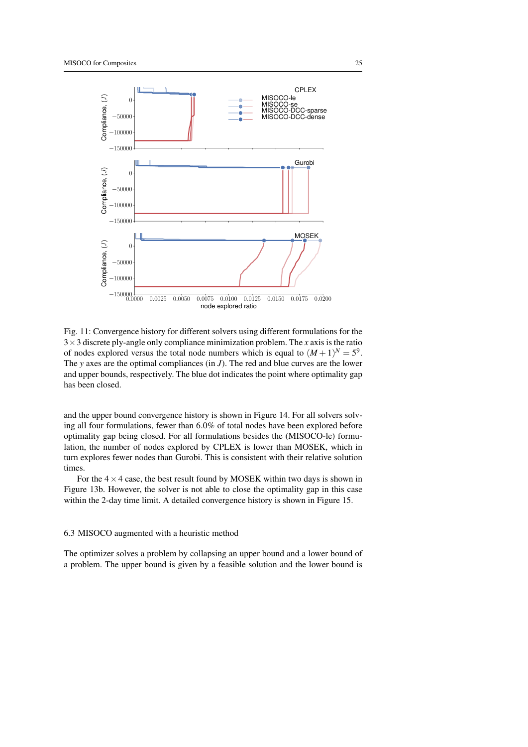Fig. 11: Convergence history for different solvers using different formulations for the $3 \times 3$ discrete ply-angle only compliance minimization problem. The $x$ axis is the ratio of nodes explored versus the total node numbers which is equal to $(M+1)^N = 5^9$. The $y$ axes are the optimal compliances (in $J$). The red and blue curves are the lower and upper bounds, respectively. The blue dot indicates the point where optimality gap has been closed.

and the upper bound convergence history is shown in Figure 14. For all solvers solving all four formulations, fewer than 6.0% of total nodes have been explored before optimality gap being closed. For all formulations besides the (MISOCO-le) formulation, the number of nodes explored by CPLEX is lower than MOSEK, which in turn explores fewer nodes than Gurobi. This is consistent with their relative solution times.

For the $4 \times 4$ case, the best result found by MOSEK within two days is shown in Figure 13b. However, the solver is not able to close the optimality gap in this case within the 2-day time limit. A detailed convergence history is shown in Figure 15.

### 6.3 MISOCO augmented with a heuristic method

The optimizer solves a problem by collapsing an upper bound and a lower bound of a problem. The upper bound is given by a feasible solution and the lower bound is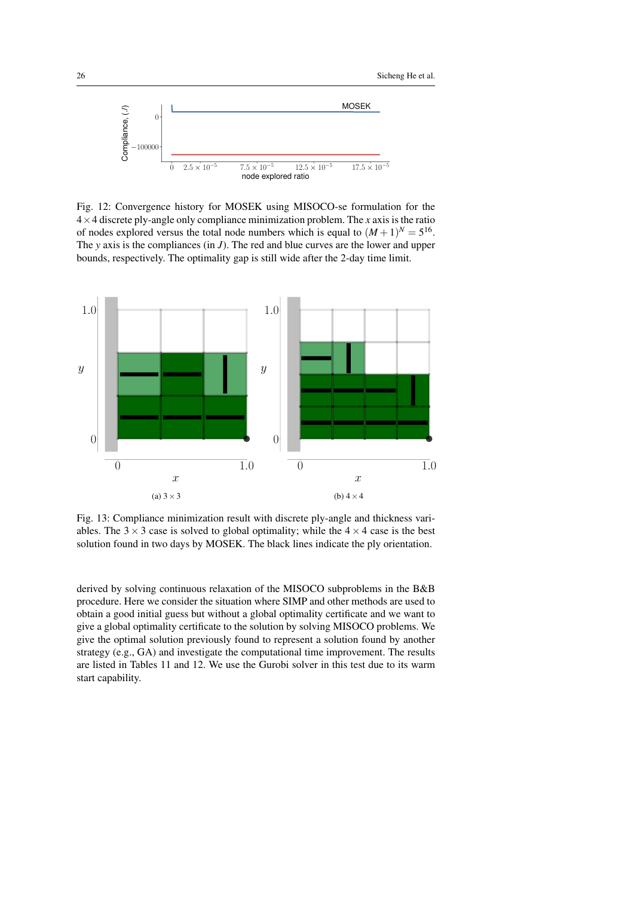Fig. 12: Convergence history for MOSEK using MISOCO-se formulation for the $4 \times 4$ discrete ply-angle only compliance minimization problem. The $x$ axis is the ratio of nodes explored versus the total node numbers which is equal to $(M+1)^N = 5^{16}$. The $y$ axis is the compliances (in $J$). The red and blue curves are the lower and upper bounds, respectively. The optimality gap is still wide after the 2-day time limit.

(a) $3 \times 3$

(b) $4 \times 4$

Fig. 13: Compliance minimization result with discrete ply-angle and thickness variables. The $3 \times 3$ case is solved to global optimality; while the $4 \times 4$ case is the best solution found in two days by MOSEK. The black lines indicate the ply orientation.

derived by solving continuous relaxation of the MISOCO subproblems in the B&B procedure. Here we consider the situation where SIMP and other methods are used to obtain a good initial guess but without a global optimality certificate and we want to give a global optimality certificate to the solution by solving MISOCO problems. We give the optimal solution previously found to represent a solution found by another strategy (e.g., GA) and investigate the computational time improvement. The results are listed in Tables 11 and 12. We use the Gurobi solver in this test due to its warm start capability.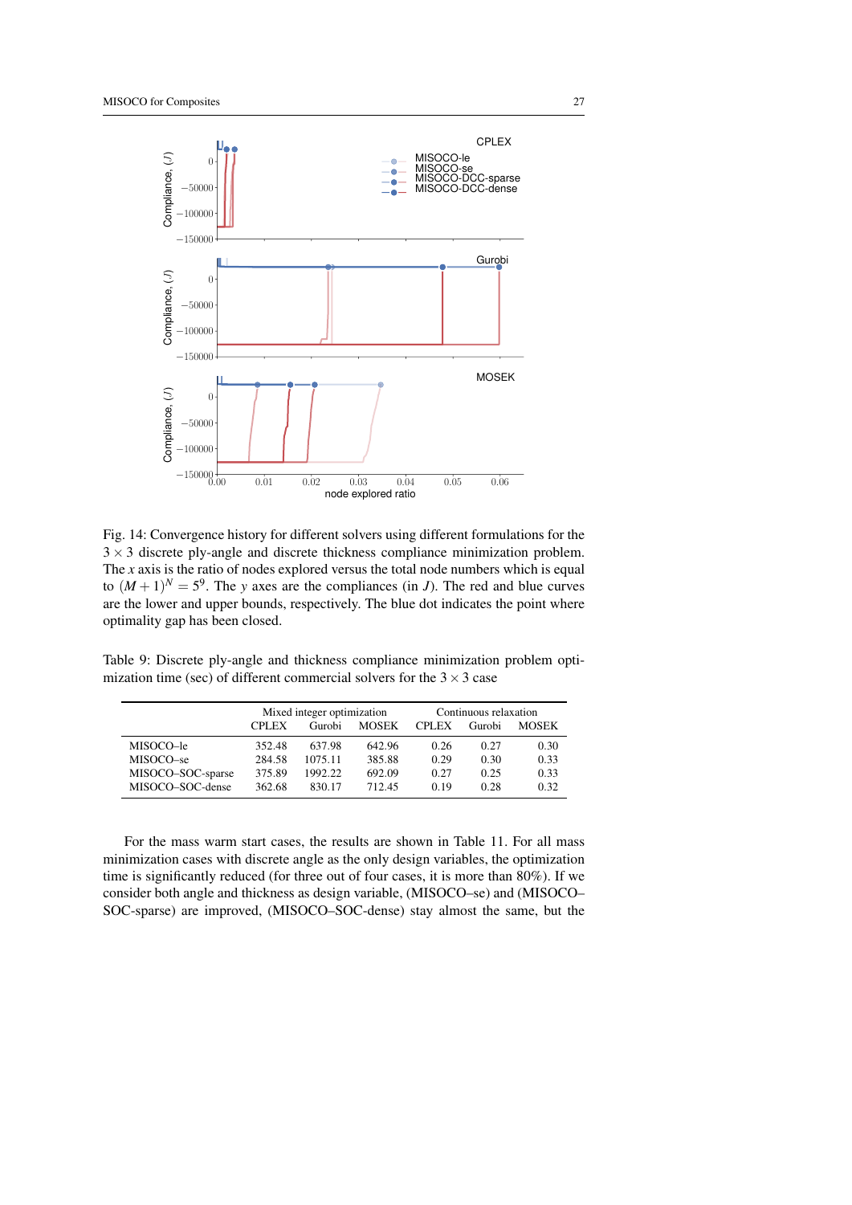Fig. 14: Convergence history for different solvers using different formulations for the $3 \times 3$ discrete ply-angle and discrete thickness compliance minimization problem. The $x$ axis is the ratio of nodes explored versus the total node numbers which is equal to $(M+1)^N = 5^9$. The $y$ axes are the compliances (in $J$). The red and blue curves are the lower and upper bounds, respectively. The blue dot indicates the point where optimality gap has been closed.

Table 9: Discrete ply-angle and thickness compliance minimization problem optimization time (sec) of different commercial solvers for the $3 \times 3$ case

| | Mixed integer optimization | | | Continuous relaxation | | |
|---|---|---|---|---|---|---|
| | CPLEX | Gurobi | MOSEK | CPLEX | Gurobi | MOSEK |
| MISOCO–le | 352.48 | 637.98 | 642.96 | 0.26 | 0.27 | 0.30 |
| MISOCO–se | 284.58 | 1075.11 | 385.88 | 0.29 | 0.30 | 0.33 |
| MISOCO–SOC-sparse | 375.89 | 1992.22 | 692.09 | 0.27 | 0.25 | 0.33 |
| MISOCO–SOC-dense | 362.68 | 830.17 | 712.45 | 0.19 | 0.28 | 0.32 |

For the mass warm start cases, the results are shown in Table 11. For all mass minimization cases with discrete angle as the only design variables, the optimization time is significantly reduced (for three out of four cases, it is more than 80%). If we consider both angle and thickness as design variable, (MISOCO–se) and (MISOCO–SOC-sparse) are improved, (MISOCO–SOC-dense) stay almost the same, but the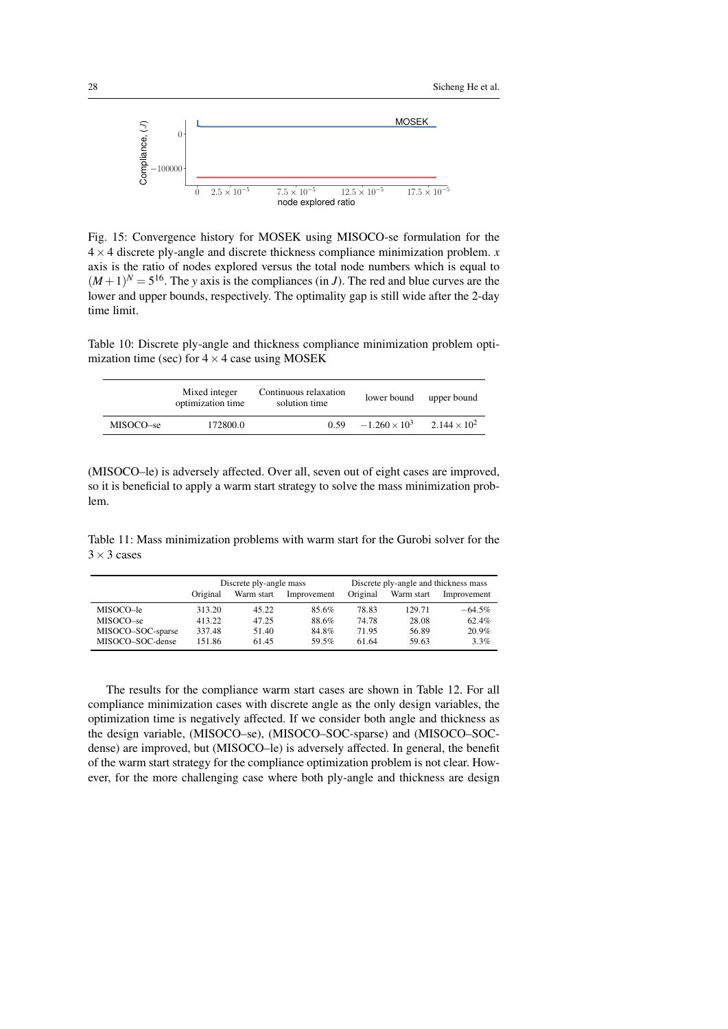Fig. 15: Convergence history for MOSEK using MISOCO-se formulation for the $4 \times 4$ discrete ply-angle and discrete thickness compliance minimization problem. $x$ axis is the ratio of nodes explored versus the total node numbers which is equal to $(M+1)^N = 5^{16}$. The $y$ axis is the compliances (in $J$). The red and blue curves are the lower and upper bounds, respectively. The optimality gap is still wide after the 2-day time limit.

Table 10: Discrete ply-angle and thickness compliance minimization problem optimization time (sec) for $4 \times 4$ case using MOSEK

| | Mixed integer optimization time | Continuous relaxation solution time | lower bound | upper bound |
|---|---|---|---|---|
| MISOCO–se | 172800.0 | 0.59 | $-1.260 \times 10^3$ | $2.144 \times 10^2$ |

(MISOCO–le) is adversely affected. Over all, seven out of eight cases are improved, so it is beneficial to apply a warm start strategy to solve the mass minimization problem.

Table 11: Mass minimization problems with warm start for the Gurobi solver for the $3 \times 3$ cases

| | Discrete ply-angle mass | | | Discrete ply-angle and thickness mass | | |
|---|---|---|---|---|---|---|
| | Original | Warm start | Improvement | Original | Warm start | Improvement |
| MISOCO–le | 313.20 | 45.22 | 85.6% | 78.83 | 129.71 | $-64.5\%$ |
| MISOCO–se | 413.22 | 47.25 | 88.6% | 74.78 | 28.08 | 62.4% |
| MISOCO–SOC-sparse | 337.48 | 51.40 | 84.8% | 71.95 | 56.89 | 20.9% |
| MISOCO–SOC-dense | 151.86 | 61.45 | 59.5% | 61.64 | 59.63 | 3.3% |

The results for the compliance warm start cases are shown in Table 12. For all compliance minimization cases with discrete angle as the only design variables, the optimization time is negatively affected. If we consider both angle and thickness as the design variable, (MISOCO–se), (MISOCO–SOC-sparse) and (MISOCO–SOC-dense) are improved, but (MISOCO–le) is adversely affected. In general, the benefit of the warm start strategy for the compliance optimization problem is not clear. However, for the more challenging case where both ply-angle and thickness are design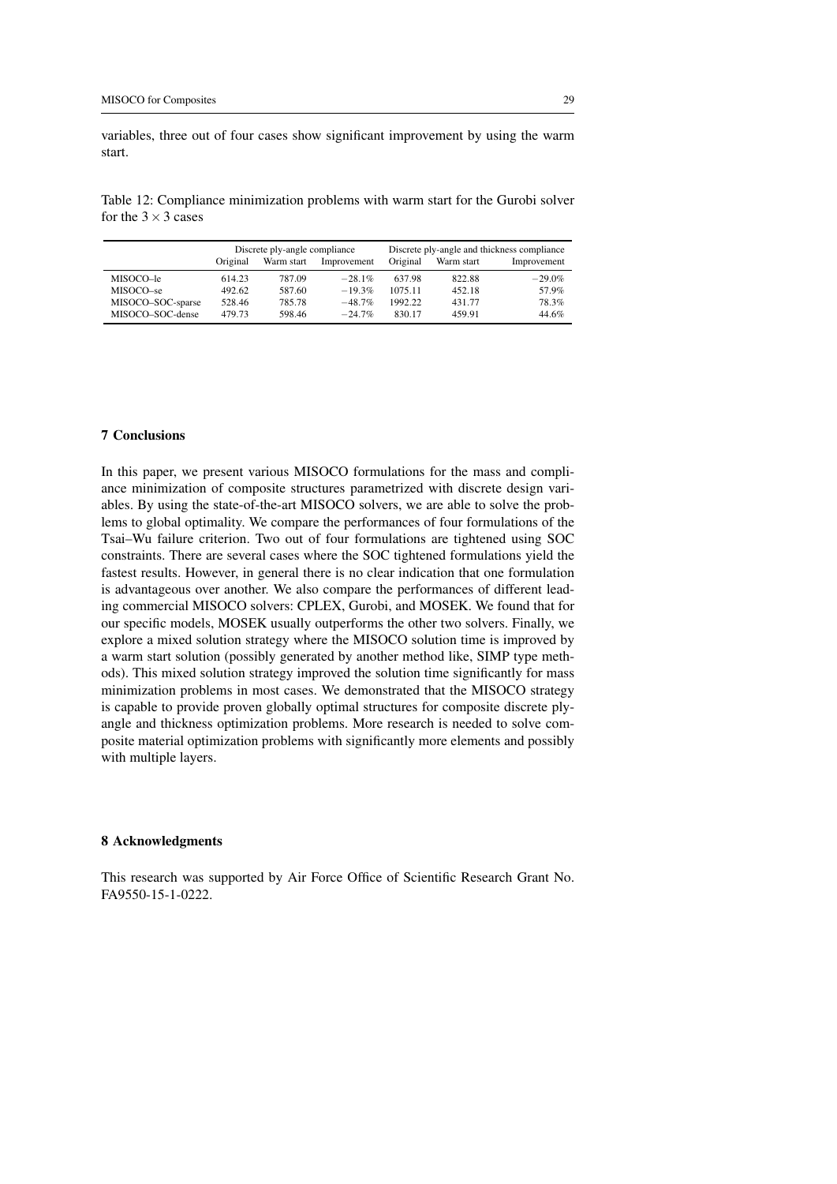variables, three out of four cases show significant improvement by using the warm start.

Table 12: Compliance minimization problems with warm start for the Gurobi solver for the $3 \times 3$ cases

| | Discrete ply-angle compliance | | | Discrete ply-angle and thickness compliance | | |
|---|---|---|---|---|---|---|
| | Original | Warm start | Improvement | Original | Warm start | Improvement |
| MISOCO–le | 614.23 | 787.09 | $-28.1\%$ | 637.98 | 822.88 | $-29.0\%$ |
| MISOCO–se | 492.62 | 587.60 | $-19.3\%$ | 1075.11 | 452.18 | 57.9% |
| MISOCO–SOC-sparse | 528.46 | 785.78 | $-48.7\%$ | 1992.22 | 431.77 | 78.3% |
| MISOCO–SOC-dense | 479.73 | 598.46 | $-24.7\%$ | 830.17 | 459.91 | 44.6% |

## 7 Conclusions

In this paper, we present various MISOCO formulations for the mass and compliance minimization of composite structures parametrized with discrete design variables. By using the state-of-the-art MISOCO solvers, we are able to solve the problems to global optimality. We compare the performances of four formulations of the Tsai–Wu failure criterion. Two out of four formulations are tightened using SOC constraints. There are several cases where the SOC tightened formulations yield the fastest results. However, in general there is no clear indication that one formulation is advantageous over another. We also compare the performances of different leading commercial MISOCO solvers: CPLEX, Gurobi, and MOSEK. We found that for our specific models, MOSEK usually outperforms the other two solvers. Finally, we explore a mixed solution strategy where the MISOCO solution time is improved by a warm start solution (possibly generated by another method like, SIMP type methods). This mixed solution strategy improved the solution time significantly for mass minimization problems in most cases. We demonstrated that the MISOCO strategy is capable to provide proven globally optimal structures for composite discrete ply-angle and thickness optimization problems. More research is needed to solve composite material optimization problems with significantly more elements and possibly with multiple layers.

## 8 Acknowledgments

This research was supported by Air Force Office of Scientific Research Grant No. FA9550-15-1-0222.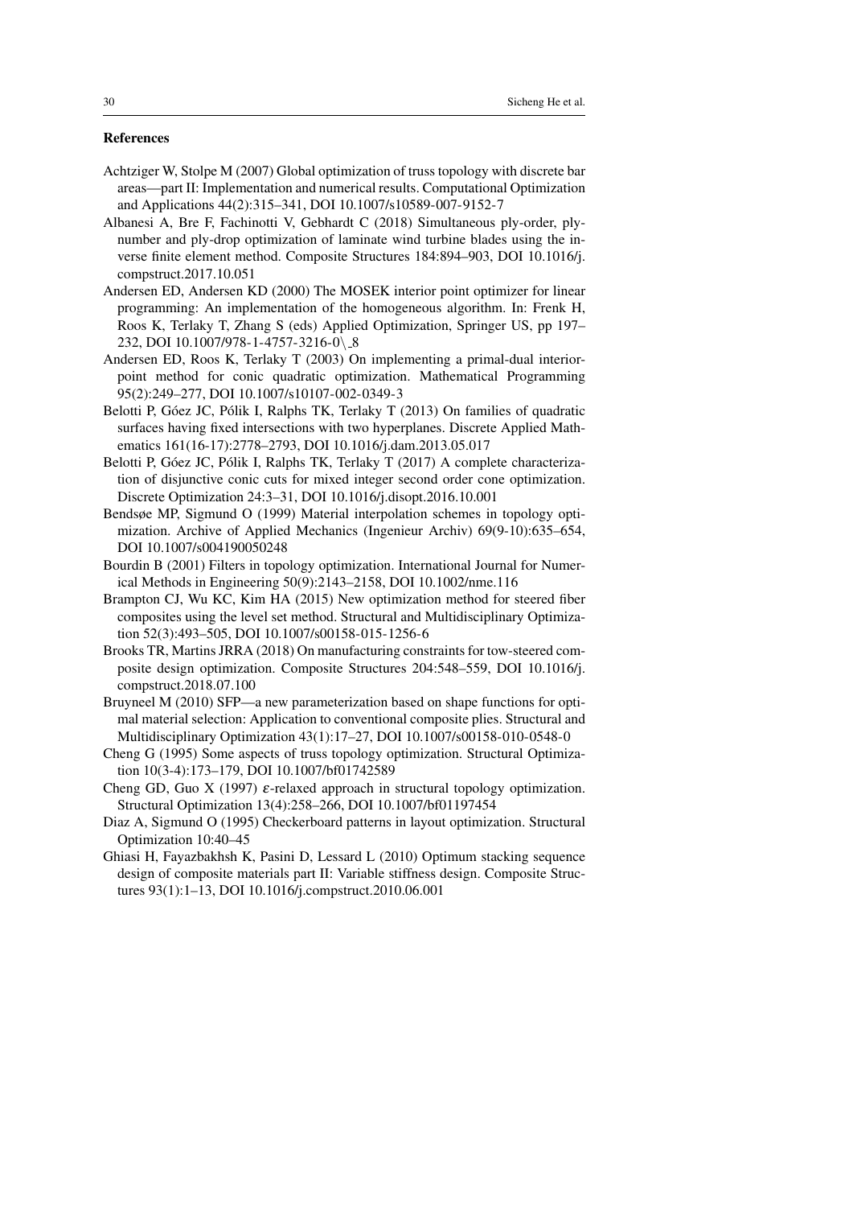## References

Achtziger W, Stolpe M (2007) Global optimization of truss topology with discrete bar areas—part II: Implementation and numerical results. Computational Optimization and Applications 44(2):315–341, DOI 10.1007/s10589-007-9152-7

Albanesi A, Bre F, Fachinotti V, Gebhardt C (2018) Simultaneous ply-order, ply-number and ply-drop optimization of laminate wind turbine blades using the inverse finite element method. Composite Structures 184:894–903, DOI 10.1016/j.compstruct.2017.10.051

Andersen ED, Andersen KD (2000) The MOSEK interior point optimizer for linear programming: An implementation of the homogeneous algorithm. In: Frenk H, Roos K, Terlaky T, Zhang S (eds) Applied Optimization, Springer US, pp 197–232, DOI 10.1007/978-1-4757-3216-0\_8

Andersen ED, Roos K, Terlaky T (2003) On implementing a primal-dual interior-point method for conic quadratic optimization. Mathematical Programming 95(2):249–277, DOI 10.1007/s10107-002-0349-3

Belotti P, Góez JC, Pólik I, Ralphs TK, Terlaky T (2013) On families of quadratic surfaces having fixed intersections with two hyperplanes. Discrete Applied Mathematics 161(16-17):2778–2793, DOI 10.1016/j.dam.2013.05.017

Belotti P, Góez JC, Pólik I, Ralphs TK, Terlaky T (2017) A complete characterization of disjunctive conic cuts for mixed integer second order cone optimization. Discrete Optimization 24:3–31, DOI 10.1016/j.disopt.2016.10.001

Bendsøe MP, Sigmund O (1999) Material interpolation schemes in topology optimization. Archive of Applied Mechanics (Ingenieur Archiv) 69(9-10):635–654, DOI 10.1007/s004190050248

Bourdin B (2001) Filters in topology optimization. International Journal for Numerical Methods in Engineering 50(9):2143–2158, DOI 10.1002/nme.116

Brampton CJ, Wu KC, Kim HA (2015) New optimization method for steered fiber composites using the level set method. Structural and Multidisciplinary Optimization 52(3):493–505, DOI 10.1007/s00158-015-1256-6

Brooks TR, Martins JRRA (2018) On manufacturing constraints for tow-steered composite design optimization. Composite Structures 204:548–559, DOI 10.1016/j.compstruct.2018.07.100

Bruyneel M (2010) SFP—a new parameterization based on shape functions for optimal material selection: Application to conventional composite plies. Structural and Multidisciplinary Optimization 43(1):17–27, DOI 10.1007/s00158-010-0548-0

Cheng G (1995) Some aspects of truss topology optimization. Structural Optimization 10(3-4):173–179, DOI 10.1007/bf01742589

Cheng GD, Guo X (1997) $\varepsilon$-relaxed approach in structural topology optimization. Structural Optimization 13(4):258–266, DOI 10.1007/bf01197454

Diaz A, Sigmund O (1995) Checkerboard patterns in layout optimization. Structural Optimization 10:40–45

Ghiasi H, Fayazbakhsh K, Pasini D, Lessard L (2010) Optimum stacking sequence design of composite materials part II: Variable stiffness design. Composite Structures 93(1):1–13, DOI 10.1016/j.compstruct.2010.06.001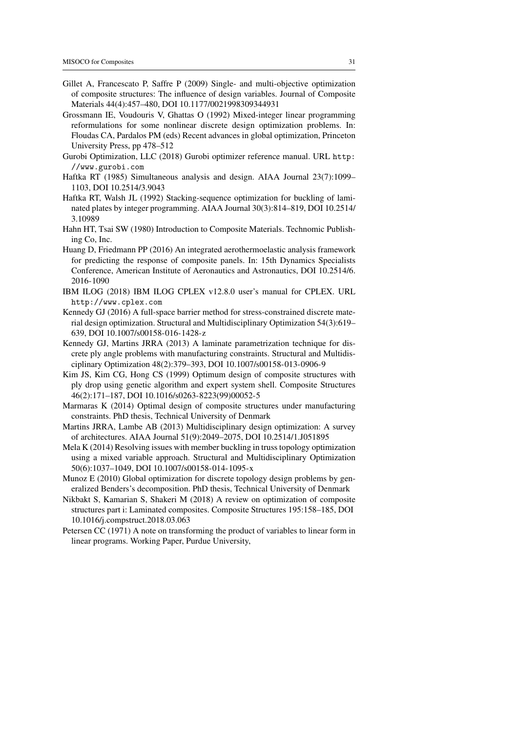Gillet A, Francescato P, Saffre P (2009) Single- and multi-objective optimization of composite structures: The influence of design variables. Journal of Composite Materials 44(4):457–480, DOI 10.1177/0021998309344931

Grossmann IE, Voudouris V, Ghattas O (1992) Mixed-integer linear programming reformulations for some nonlinear discrete design optimization problems. In: Floudas CA, Pardalos PM (eds) Recent advances in global optimization, Princeton University Press, pp 478–512

Gurobi Optimization, LLC (2018) Gurobi optimizer reference manual. URL http://www.gurobi.com

Haftka RT (1985) Simultaneous analysis and design. AIAA Journal 23(7):1099–1103, DOI 10.2514/3.9043

Haftka RT, Walsh JL (1992) Stacking-sequence optimization for buckling of laminated plates by integer programming. AIAA Journal 30(3):814–819, DOI 10.2514/3.10989

Hahn HT, Tsai SW (1980) Introduction to Composite Materials. Technomic Publishing Co, Inc.

Huang D, Friedmann PP (2016) An integrated aerothermoelastic analysis framework for predicting the response of composite panels. In: 15th Dynamics Specialists Conference, American Institute of Aeronautics and Astronautics, DOI 10.2514/6.2016-1090

IBM ILOG (2018) IBM ILOG CPLEX v12.8.0 user's manual for CPLEX. URL http://www.cplex.com

Kennedy GJ (2016) A full-space barrier method for stress-constrained discrete material design optimization. Structural and Multidisciplinary Optimization 54(3):619–639, DOI 10.1007/s00158-016-1428-z

Kennedy GJ, Martins JRRA (2013) A laminate parametrization technique for discrete ply angle problems with manufacturing constraints. Structural and Multidisciplinary Optimization 48(2):379–393, DOI 10.1007/s00158-013-0906-9

Kim JS, Kim CG, Hong CS (1999) Optimum design of composite structures with ply drop using genetic algorithm and expert system shell. Composite Structures 46(2):171–187, DOI 10.1016/s0263-8223(99)00052-5

Marmaras K (2014) Optimal design of composite structures under manufacturing constraints. PhD thesis, Technical University of Denmark

Martins JRRA, Lambe AB (2013) Multidisciplinary design optimization: A survey of architectures. AIAA Journal 51(9):2049–2075, DOI 10.2514/1.J051895

Mela K (2014) Resolving issues with member buckling in truss topology optimization using a mixed variable approach. Structural and Multidisciplinary Optimization 50(6):1037–1049, DOI 10.1007/s00158-014-1095-x

Munoz E (2010) Global optimization for discrete topology design problems by generalized Benders's decomposition. PhD thesis, Technical University of Denmark

Nikbakt S, Kamarian S, Shakeri M (2018) A review on optimization of composite structures part i: Laminated composites. Composite Structures 195:158–185, DOI 10.1016/j.compstruct.2018.03.063

Petersen CC (1971) A note on transforming the product of variables to linear form in linear programs. Working Paper, Purdue University,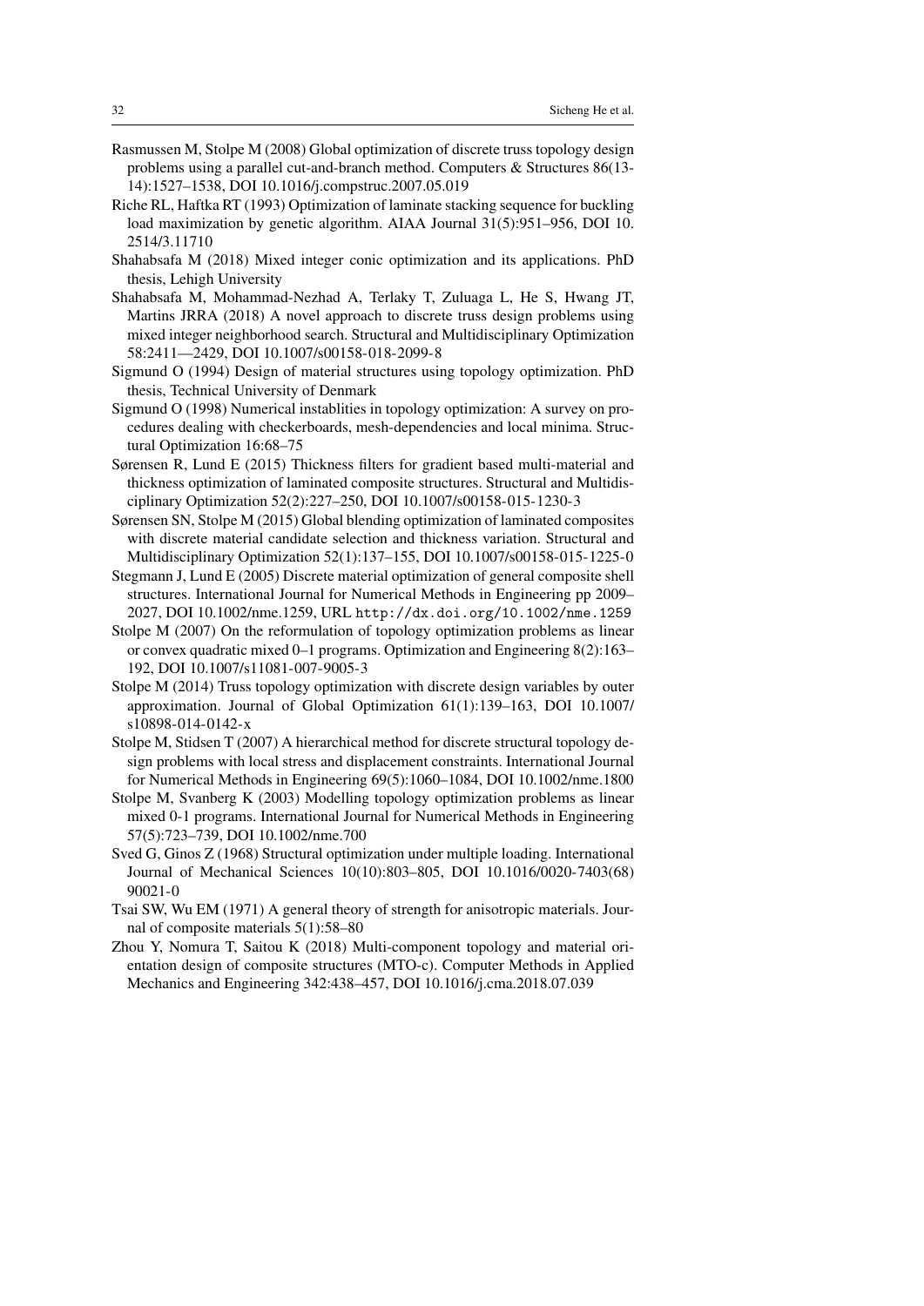Rasmussen M, Stolpe M (2008) Global optimization of discrete truss topology design problems using a parallel cut-and-branch method. Computers & Structures 86(13-14):1527–1538, DOI 10.1016/j.compstruc.2007.05.019

Riche RL, Haftka RT (1993) Optimization of laminate stacking sequence for buckling load maximization by genetic algorithm. AIAA Journal 31(5):951–956, DOI 10.2514/3.11710

Shahabsafa M (2018) Mixed integer conic optimization and its applications. PhD thesis, Lehigh University

Shahabsafa M, Mohammad-Nezhad A, Terlaky T, Zuluaga L, He S, Hwang JT, Martins JRRA (2018) A novel approach to discrete truss design problems using mixed integer neighborhood search. Structural and Multidisciplinary Optimization 58:2411—2429, DOI 10.1007/s00158-018-2099-8

Sigmund O (1994) Design of material structures using topology optimization. PhD thesis, Technical University of Denmark

Sigmund O (1998) Numerical instablities in topology optimization: A survey on procedures dealing with checkerboards, mesh-dependencies and local minima. Structural Optimization 16:68–75

Sørensen R, Lund E (2015) Thickness filters for gradient based multi-material and thickness optimization of laminated composite structures. Structural and Multidisciplinary Optimization 52(2):227–250, DOI 10.1007/s00158-015-1230-3

Sørensen SN, Stolpe M (2015) Global blending optimization of laminated composites with discrete material candidate selection and thickness variation. Structural and Multidisciplinary Optimization 52(1):137–155, DOI 10.1007/s00158-015-1225-0

Stegmann J, Lund E (2005) Discrete material optimization of general composite shell structures. International Journal for Numerical Methods in Engineering pp 2009–2027, DOI 10.1002/nme.1259, URL `http://dx.doi.org/10.1002/nme.1259`

Stolpe M (2007) On the reformulation of topology optimization problems as linear or convex quadratic mixed 0–1 programs. Optimization and Engineering 8(2):163–192, DOI 10.1007/s11081-007-9005-3

Stolpe M (2014) Truss topology optimization with discrete design variables by outer approximation. Journal of Global Optimization 61(1):139–163, DOI 10.1007/s10898-014-0142-x

Stolpe M, Stidsen T (2007) A hierarchical method for discrete structural topology design problems with local stress and displacement constraints. International Journal for Numerical Methods in Engineering 69(5):1060–1084, DOI 10.1002/nme.1800

Stolpe M, Svanberg K (2003) Modelling topology optimization problems as linear mixed 0-1 programs. International Journal for Numerical Methods in Engineering 57(5):723–739, DOI 10.1002/nme.700

Sved G, Ginos Z (1968) Structural optimization under multiple loading. International Journal of Mechanical Sciences 10(10):803–805, DOI 10.1016/0020-7403(68)90021-0

Tsai SW, Wu EM (1971) A general theory of strength for anisotropic materials. Journal of composite materials 5(1):58–80

Zhou Y, Nomura T, Saitou K (2018) Multi-component topology and material orientation design of composite structures (MTO-c). Computer Methods in Applied Mechanics and Engineering 342:438–457, DOI 10.1016/j.cma.2018.07.039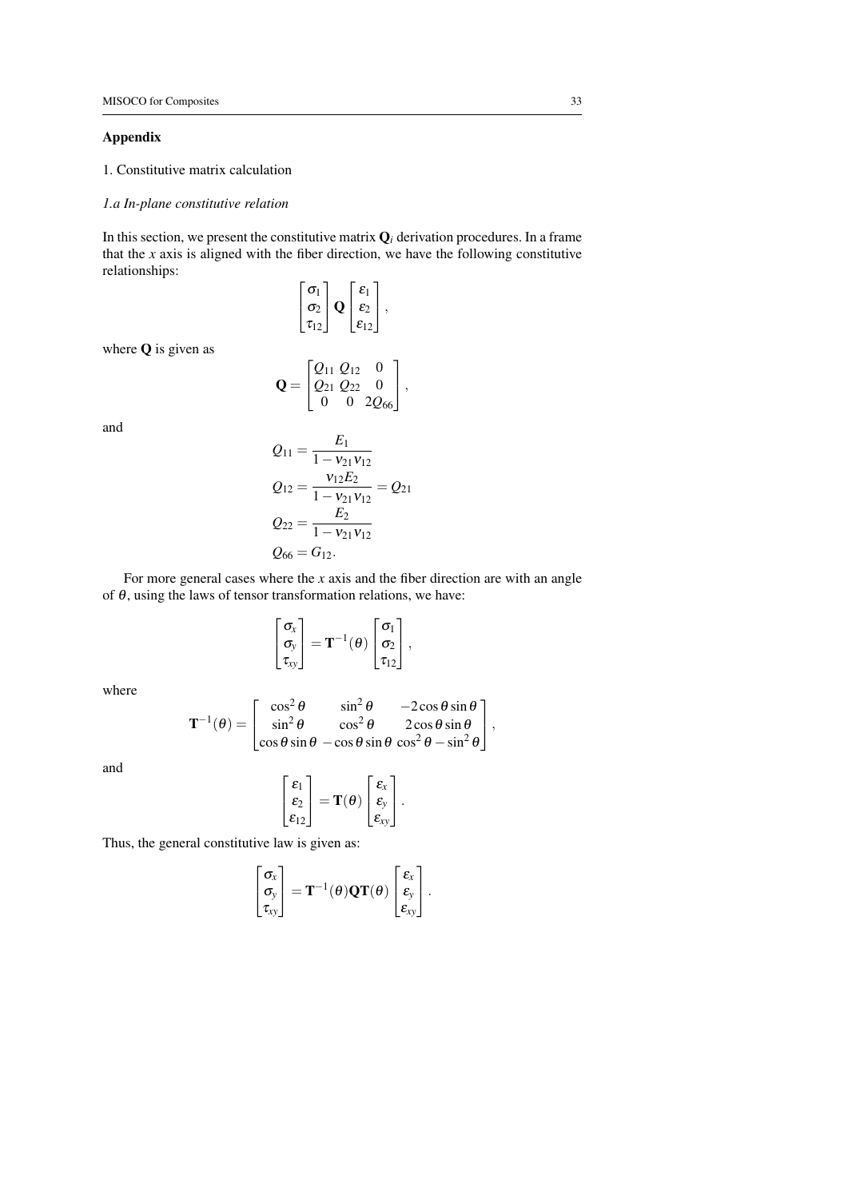## Appendix

1. Constitutive matrix calculation

*1.a In-plane constitutive relation*

In this section, we present the constitutive matrix $\mathbf{Q}_i$ derivation procedures. In a frame that the $x$ axis is aligned with the fiber direction, we have the following constitutive relationships:

$$
\begin{bmatrix} \sigma_1 \\ \sigma_2 \\ \tau_{12} \end{bmatrix} \mathbf{Q} \begin{bmatrix} \varepsilon_1 \\ \varepsilon_2 \\ \varepsilon_{12} \end{bmatrix},
$$

where $\mathbf{Q}$ is given as

$$
\mathbf{Q} = \begin{bmatrix} Q_{11} & Q_{12} & 0 \\ Q_{21} & Q_{22} & 0 \\ 0 & 0 & 2Q_{66} \end{bmatrix},
$$

and

$$
\begin{aligned}
Q_{11} &= \frac{E_1}{1 - \nu_{21}\nu_{12}} \\
Q_{12} &= \frac{\nu_{12}E_2}{1 - \nu_{21}\nu_{12}} = Q_{21} \\
Q_{22} &= \frac{E_2}{1 - \nu_{21}\nu_{12}} \\
Q_{66} &= G_{12}.
\end{aligned}
$$

For more general cases where the $x$ axis and the fiber direction are with an angle of $\theta$, using the laws of tensor transformation relations, we have:

$$
\begin{bmatrix} \sigma_x \\ \sigma_y \\ \tau_{xy} \end{bmatrix} = \mathbf{T}^{-1}(\theta) \begin{bmatrix} \sigma_1 \\ \sigma_2 \\ \tau_{12} \end{bmatrix},
$$

where

$$
\mathbf{T}^{-1}(\theta) = \begin{bmatrix} \cos^2\theta & \sin^2\theta & -2\cos\theta\sin\theta \\ \sin^2\theta & \cos^2\theta & 2\cos\theta\sin\theta \\ \cos\theta\sin\theta & -\cos\theta\sin\theta & \cos^2\theta - \sin^2\theta \end{bmatrix},
$$

and

$$
\begin{bmatrix} \varepsilon_1 \\ \varepsilon_2 \\ \varepsilon_{12} \end{bmatrix} = \mathbf{T}(\theta) \begin{bmatrix} \varepsilon_x \\ \varepsilon_y \\ \varepsilon_{xy} \end{bmatrix}.
$$

Thus, the general constitutive law is given as:

$$
\begin{bmatrix} \sigma_x \\ \sigma_y \\ \tau_{xy} \end{bmatrix} = \mathbf{T}^{-1}(\theta)\mathbf{Q}\mathbf{T}(\theta) \begin{bmatrix} \varepsilon_x \\ \varepsilon_y \\ \varepsilon_{xy} \end{bmatrix}.
$$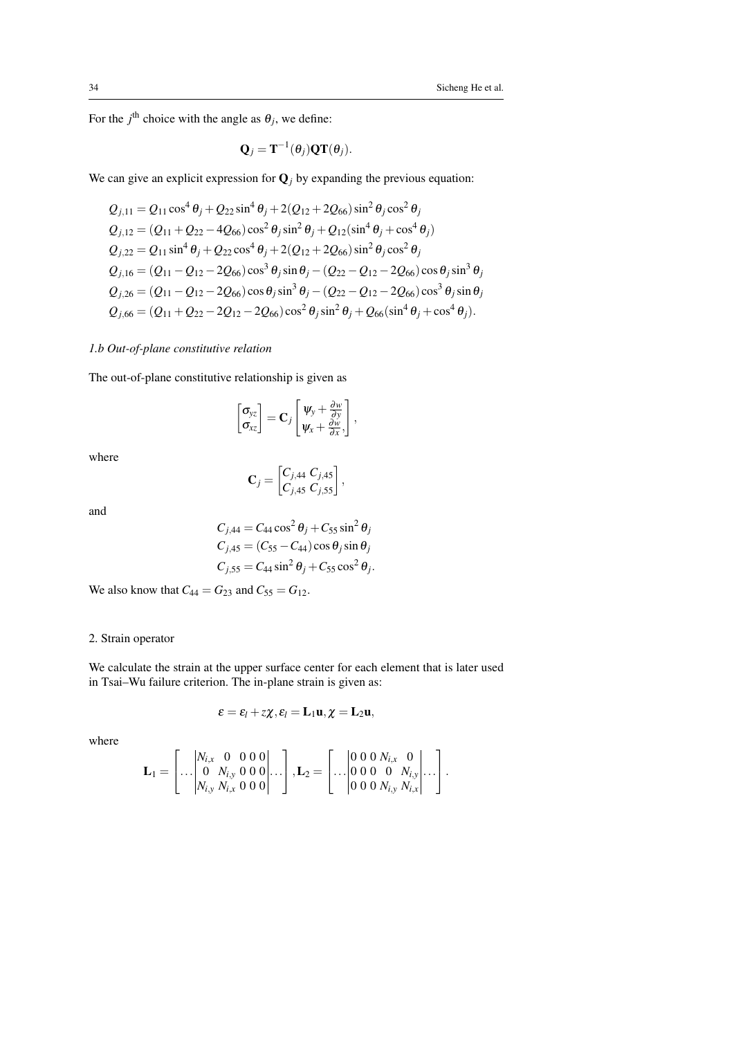For the $j^{\text{th}}$ choice with the angle as $\theta_j$, we define:

$$\mathbf{Q}_j = \mathbf{T}^{-1}(\theta_j)\mathbf{Q}\mathbf{T}(\theta_j).$$

We can give an explicit expression for $\mathbf{Q}_j$ by expanding the previous equation:

$$
\begin{aligned}
Q_{j,11} &= Q_{11}\cos^4\theta_j + Q_{22}\sin^4\theta_j + 2(Q_{12}+2Q_{66})\sin^2\theta_j\cos^2\theta_j \\
Q_{j,12} &= (Q_{11}+Q_{22}-4Q_{66})\cos^2\theta_j\sin^2\theta_j + Q_{12}(\sin^4\theta_j+\cos^4\theta_j) \\
Q_{j,22} &= Q_{11}\sin^4\theta_j + Q_{22}\cos^4\theta_j + 2(Q_{12}+2Q_{66})\sin^2\theta_j\cos^2\theta_j \\
Q_{j,16} &= (Q_{11}-Q_{12}-2Q_{66})\cos^3\theta_j\sin\theta_j - (Q_{22}-Q_{12}-2Q_{66})\cos\theta_j\sin^3\theta_j \\
Q_{j,26} &= (Q_{11}-Q_{12}-2Q_{66})\cos\theta_j\sin^3\theta_j - (Q_{22}-Q_{12}-2Q_{66})\cos^3\theta_j\sin\theta_j \\
Q_{j,66} &= (Q_{11}+Q_{22}-2Q_{12}-2Q_{66})\cos^2\theta_j\sin^2\theta_j + Q_{66}(\sin^4\theta_j+\cos^4\theta_j).
\end{aligned}
$$

*1.b Out-of-plane constitutive relation*

The out-of-plane constitutive relationship is given as

$$\begin{bmatrix}\sigma_{yz}\\ \sigma_{xz}\end{bmatrix} = \mathbf{C}_j \begin{bmatrix}\psi_y + \frac{\partial w}{\partial y}\\ \psi_x + \frac{\partial w}{\partial x},\end{bmatrix},$$

where

$$\mathbf{C}_j = \begin{bmatrix} C_{j,44} & C_{j,45} \\ C_{j,45} & C_{j,55}\end{bmatrix},$$

and

$$
\begin{aligned}
C_{j,44} &= C_{44}\cos^2\theta_j + C_{55}\sin^2\theta_j \\
C_{j,45} &= (C_{55}-C_{44})\cos\theta_j\sin\theta_j \\
C_{j,55} &= C_{44}\sin^2\theta_j + C_{55}\cos^2\theta_j.
\end{aligned}
$$

We also know that $C_{44} = G_{23}$ and $C_{55} = G_{12}$.

2. Strain operator

We calculate the strain at the upper surface center for each element that is later used in Tsai–Wu failure criterion. The in-plane strain is given as:

$$\varepsilon = \varepsilon_l + z\chi, \varepsilon_l = \mathbf{L}_1\mathbf{u}, \chi = \mathbf{L}_2\mathbf{u},$$

where

$$\mathbf{L}_1 = \left[\ldots \begin{vmatrix} N_{i,x} & 0 & 0 & 0 & 0 \\ 0 & N_{i,y} & 0 & 0 & 0 \\ N_{i,y} & N_{i,x} & 0 & 0 & 0 \end{vmatrix} \ldots\right], \mathbf{L}_2 = \left[\ldots \begin{vmatrix} 0 & 0 & 0 & N_{i,x} & 0 \\ 0 & 0 & 0 & 0 & N_{i,y} \\ 0 & 0 & 0 & N_{i,y} & N_{i,x} \end{vmatrix} \ldots\right].$$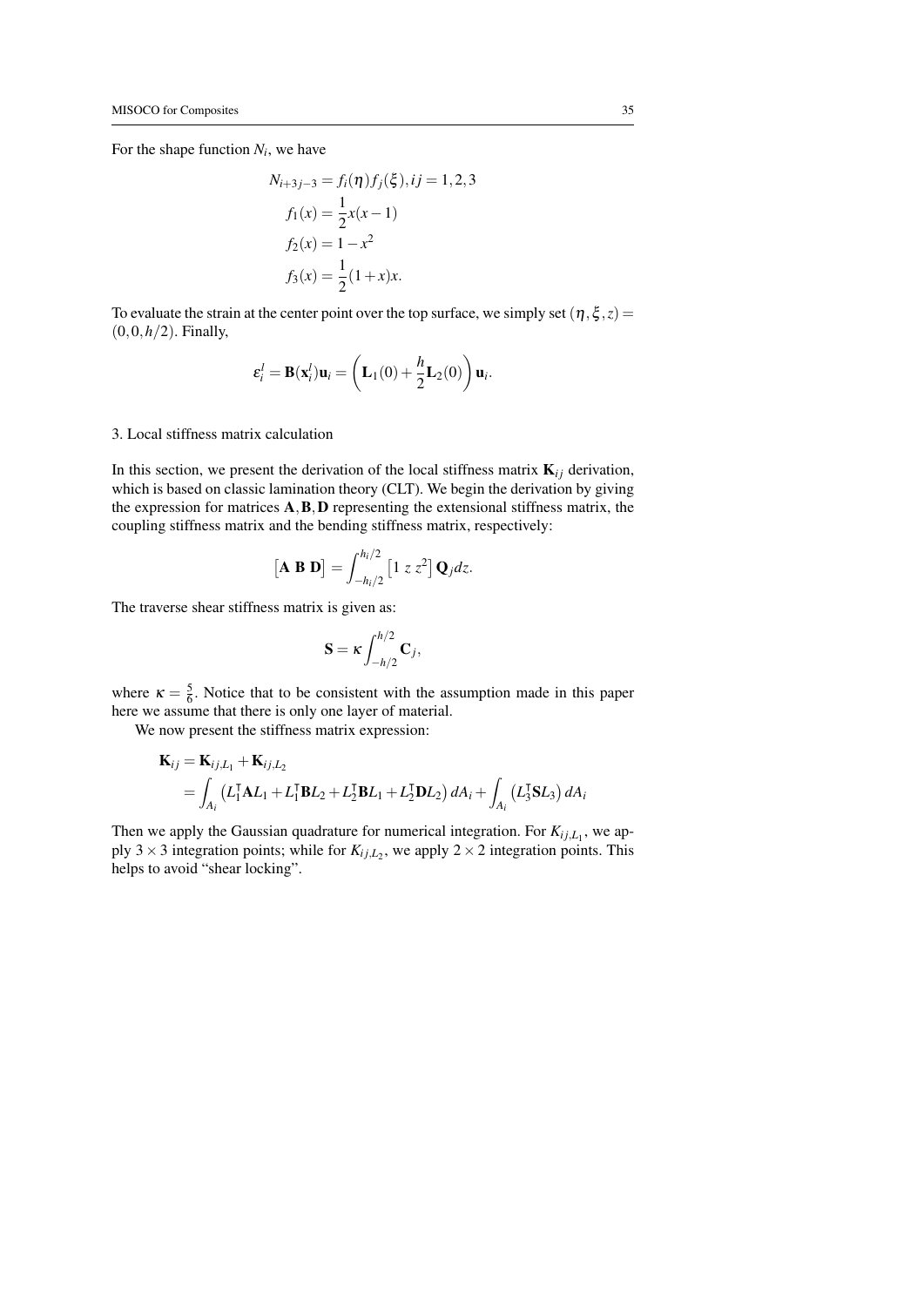For the shape function $N_i$, we have

$$
\begin{aligned}
N_{i+3j-3} &= f_i(\eta) f_j(\xi), ij = 1,2,3 \\
f_1(x) &= \frac{1}{2}x(x-1) \\
f_2(x) &= 1 - x^2 \\
f_3(x) &= \frac{1}{2}(1+x)x.
\end{aligned}
$$

To evaluate the strain at the center point over the top surface, we simply set $(\eta, \xi, z) = (0, 0, h/2)$. Finally,

$$
\varepsilon_i^l = \mathbf{B}(\mathbf{x}_i^l)\mathbf{u}_i = \left(\mathbf{L}_1(0) + \frac{h}{2}\mathbf{L}_2(0)\right)\mathbf{u}_i.
$$

3. Local stiffness matrix calculation

In this section, we present the derivation of the local stiffness matrix $\mathbf{K}_{ij}$ derivation, which is based on classic lamination theory (CLT). We begin the derivation by giving the expression for matrices $\mathbf{A}, \mathbf{B}, \mathbf{D}$ representing the extensional stiffness matrix, the coupling stiffness matrix and the bending stiffness matrix, respectively:

$$
\begin{bmatrix} \mathbf{A} \ \mathbf{B} \ \mathbf{D} \end{bmatrix} = \int_{-h_i/2}^{h_i/2} \begin{bmatrix} 1 \ z \ z^2 \end{bmatrix} \mathbf{Q}_j dz.
$$

The traverse shear stiffness matrix is given as:

$$
\mathbf{S} = \kappa \int_{-h/2}^{h/2} \mathbf{C}_j,
$$

where $\kappa = \frac{5}{6}$. Notice that to be consistent with the assumption made in this paper here we assume that there is only one layer of material.

We now present the stiffness matrix expression:

$$
\begin{aligned}
\mathbf{K}_{ij} &= \mathbf{K}_{ij,L_1} + \mathbf{K}_{ij,L_2} \\
&= \int_{A_i} \left( L_1^\intercal \mathbf{A} L_1 + L_1^\intercal \mathbf{B} L_2 + L_2^\intercal \mathbf{B} L_1 + L_2^\intercal \mathbf{D} L_2 \right) dA_i + \int_{A_i} \left( L_3^\intercal \mathbf{S} L_3 \right) dA_i
\end{aligned}
$$

Then we apply the Gaussian quadrature for numerical integration. For $K_{ij,L_1}$, we apply $3 \times 3$ integration points; while for $K_{ij,L_2}$, we apply $2 \times 2$ integration points. This helps to avoid "shear locking".